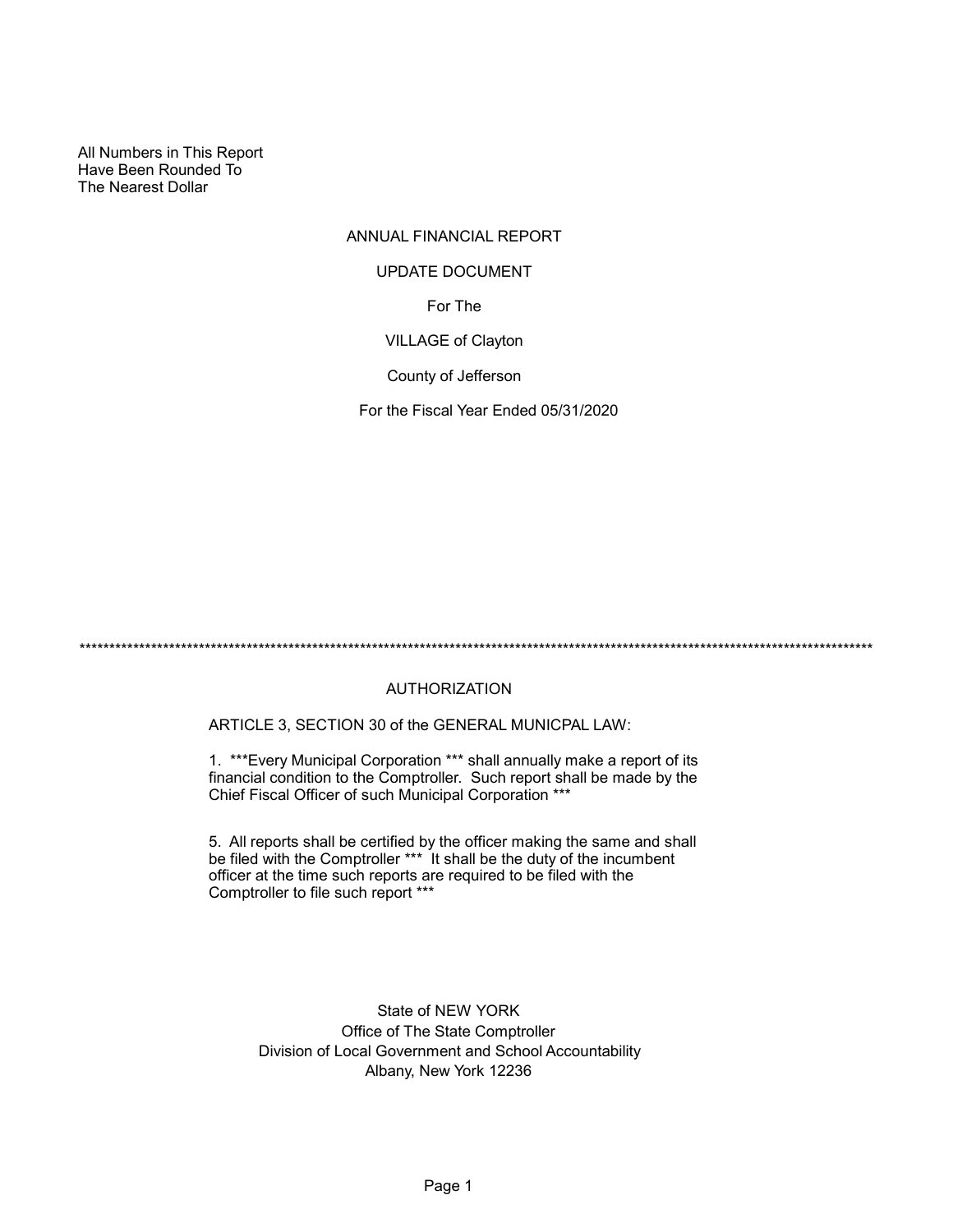All Numbers in This Report
Have Been Rounded To
The Nearest Dollar

# ANNUAL FINANCIAL REPORT

## UPDATE DOCUMENT

For The

VILLAGE of Clayton

County of Jefferson

For the Fiscal Year Ended 05/31/2020

*********************************************************************************************************************************************

## AUTHORIZATION

ARTICLE 3, SECTION 30 of the GENERAL MUNICPAL LAW:

1. ***Every Municipal Corporation *** shall annually make a report of its financial condition to the Comptroller. Such report shall be made by the Chief Fiscal Officer of such Municipal Corporation ***

5. All reports shall be certified by the officer making the same and shall be filed with the Comptroller *** It shall be the duty of the incumbent officer at the time such reports are required to be filed with the Comptroller to file such report ***

State of NEW YORK
Office of The State Comptroller
Division of Local Government and School Accountability
Albany, New York 12236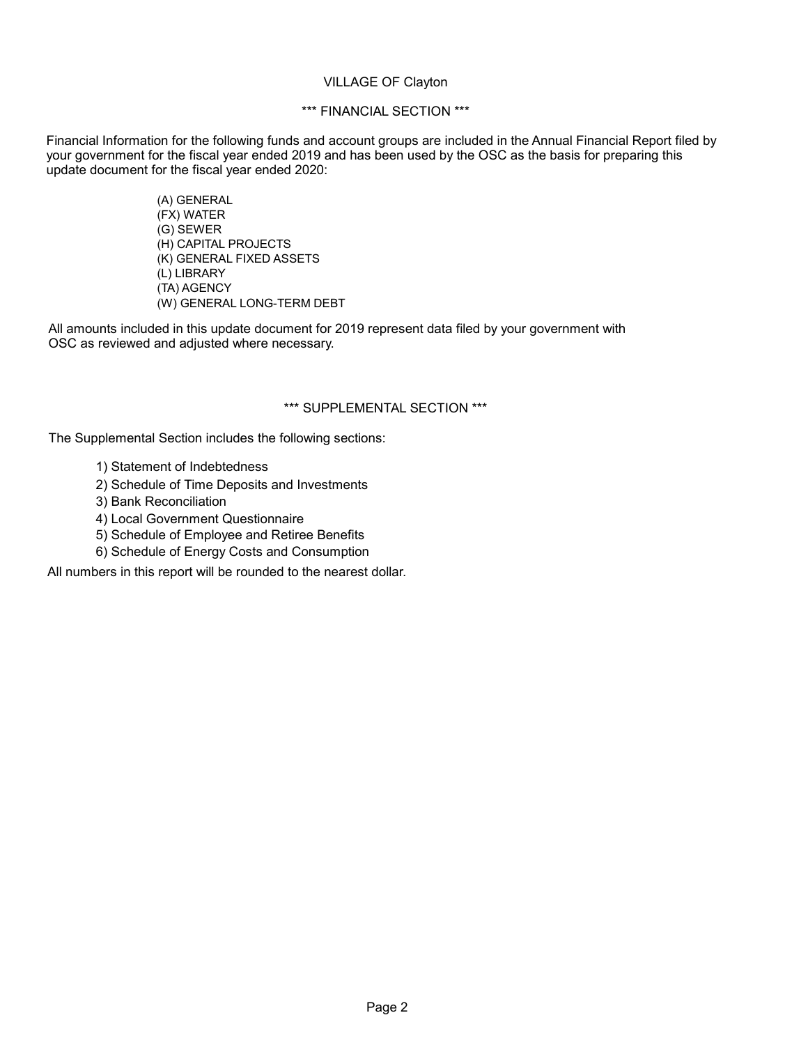VILLAGE OF Clayton

## *** FINANCIAL SECTION ***

Financial Information for the following funds and account groups are included in the Annual Financial Report filed by your government for the fiscal year ended 2019 and has been used by the OSC as the basis for preparing this update document for the fiscal year ended 2020:

- (A) GENERAL
- (FX) WATER
- (G) SEWER
- (H) CAPITAL PROJECTS
- (K) GENERAL FIXED ASSETS
- (L) LIBRARY
- (TA) AGENCY
- (W) GENERAL LONG-TERM DEBT

All amounts included in this update document for 2019 represent data filed by your government with OSC as reviewed and adjusted where necessary.

## *** SUPPLEMENTAL SECTION ***

The Supplemental Section includes the following sections:

1) Statement of Indebtedness
2) Schedule of Time Deposits and Investments
3) Bank Reconciliation
4) Local Government Questionnaire
5) Schedule of Employee and Retiree Benefits
6) Schedule of Energy Costs and Consumption

All numbers in this report will be rounded to the nearest dollar.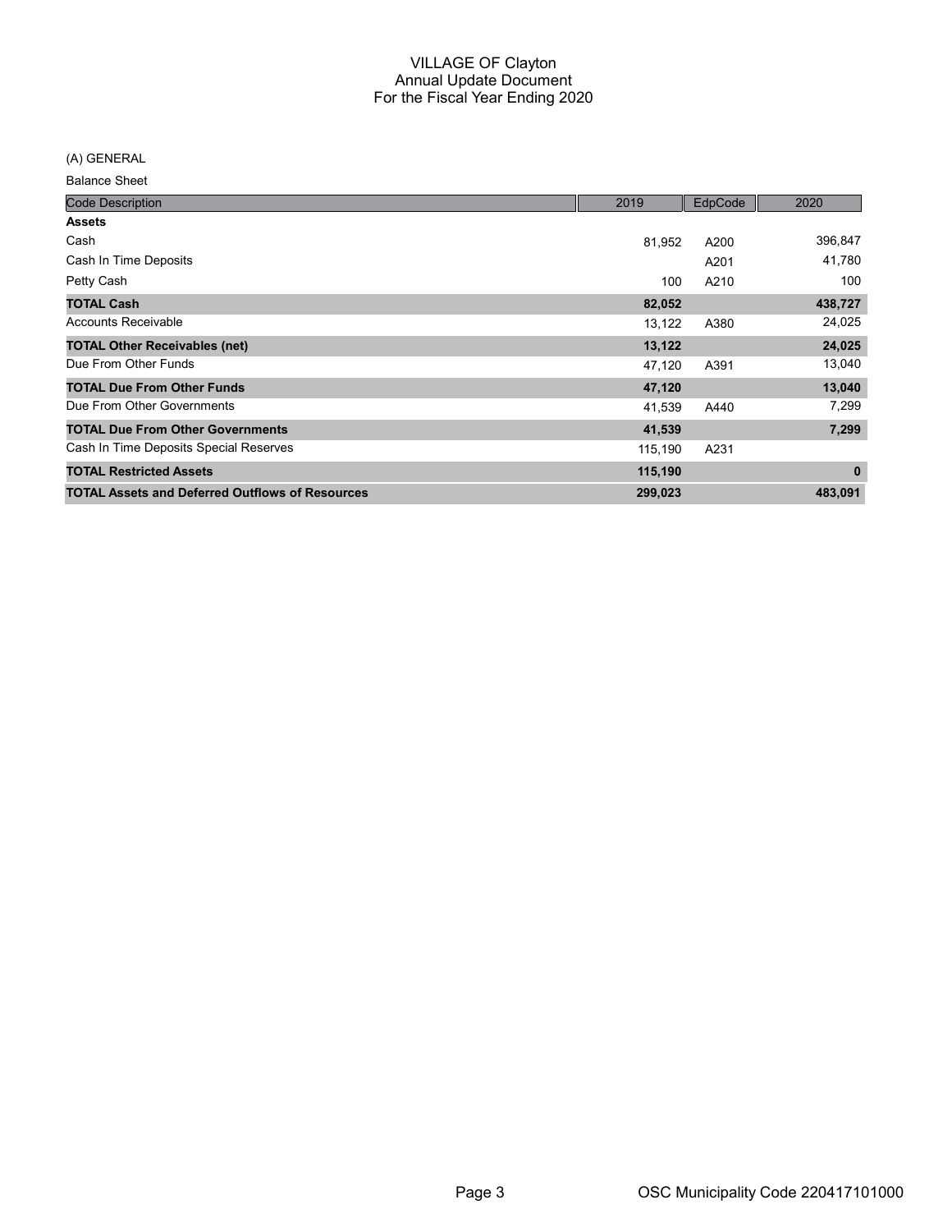# VILLAGE OF Clayton
## Annual Update Document
## For the Fiscal Year Ending 2020

(A) GENERAL

Balance Sheet

| Code Description | 2019 | EdpCode | 2020 |
|---|---|---|---|
| **Assets** | | | |
| Cash | 81,952 | A200 | 396,847 |
| Cash In Time Deposits | | A201 | 41,780 |
| Petty Cash | 100 | A210 | 100 |
| **TOTAL Cash** | **82,052** | | **438,727** |
| Accounts Receivable | 13,122 | A380 | 24,025 |
| **TOTAL Other Receivables (net)** | **13,122** | | **24,025** |
| Due From Other Funds | 47,120 | A391 | 13,040 |
| **TOTAL Due From Other Funds** | **47,120** | | **13,040** |
| Due From Other Governments | 41,539 | A440 | 7,299 |
| **TOTAL Due From Other Governments** | **41,539** | | **7,299** |
| Cash In Time Deposits Special Reserves | 115,190 | A231 | |
| **TOTAL Restricted Assets** | **115,190** | | **0** |
| **TOTAL Assets and Deferred Outflows of Resources** | **299,023** | | **483,091** |

OSC Municipality Code 220417101000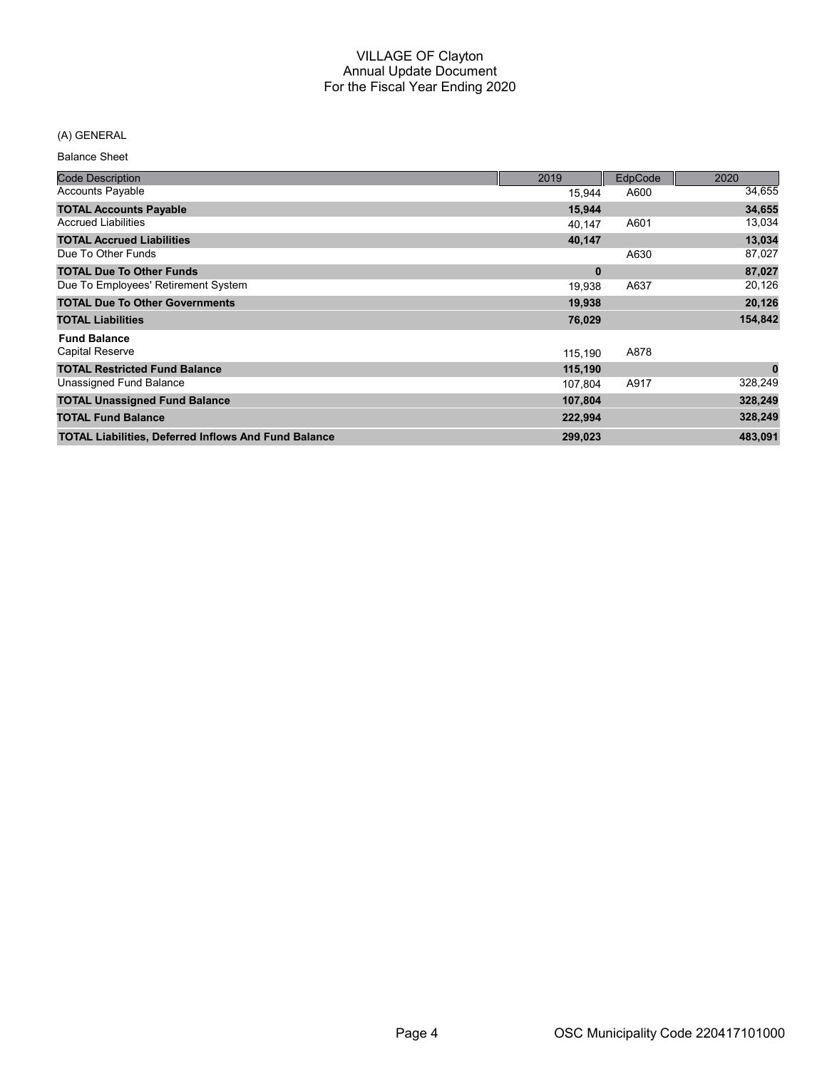# VILLAGE OF Clayton
## Annual Update Document
## For the Fiscal Year Ending 2020

(A) GENERAL

Balance Sheet

| Code Description | 2019 | EdpCode | 2020 |
|---|---|---|---|
| Accounts Payable | 15,944 | A600 | 34,655 |
| **TOTAL Accounts Payable** | **15,944** | | **34,655** |
| Accrued Liabilities | 40,147 | A601 | 13,034 |
| **TOTAL Accrued Liabilities** | **40,147** | | **13,034** |
| Due To Other Funds | | A630 | 87,027 |
| **TOTAL Due To Other Funds** | **0** | | **87,027** |
| Due To Employees' Retirement System | 19,938 | A637 | 20,126 |
| **TOTAL Due To Other Governments** | **19,938** | | **20,126** |
| **TOTAL Liabilities** | **76,029** | | **154,842** |
| **Fund Balance** | | | |
| Capital Reserve | 115,190 | A878 | |
| **TOTAL Restricted Fund Balance** | **115,190** | | **0** |
| Unassigned Fund Balance | 107,804 | A917 | 328,249 |
| **TOTAL Unassigned Fund Balance** | **107,804** | | **328,249** |
| **TOTAL Fund Balance** | **222,994** | | **328,249** |
| **TOTAL Liabilities, Deferred Inflows And Fund Balance** | **299,023** | | **483,091** |

OSC Municipality Code 220417101000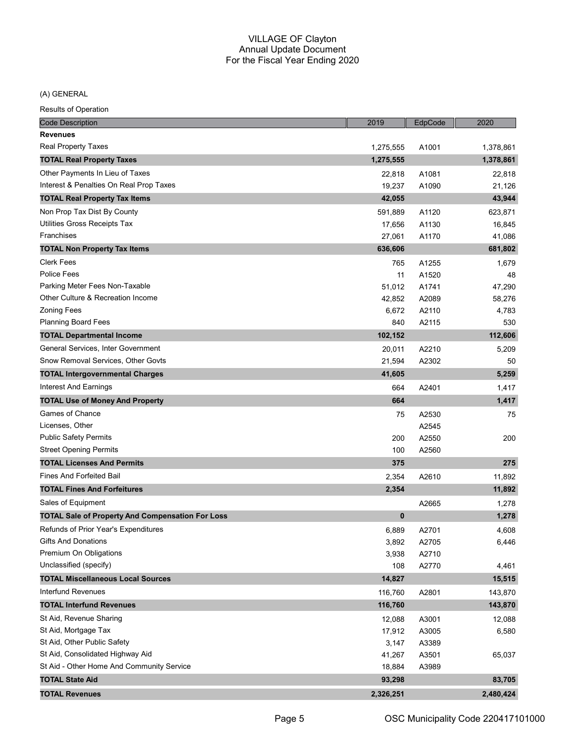# VILLAGE OF Clayton
## Annual Update Document
## For the Fiscal Year Ending 2020

(A) GENERAL

Results of Operation

| Code Description | 2019 | EdpCode | 2020 |
|---|---|---|---|
| **Revenues** | | | |
| Real Property Taxes | 1,275,555 | A1001 | 1,378,861 |
| **TOTAL Real Property Taxes** | **1,275,555** | | **1,378,861** |
| Other Payments In Lieu of Taxes | 22,818 | A1081 | 22,818 |
| Interest & Penalties On Real Prop Taxes | 19,237 | A1090 | 21,126 |
| **TOTAL Real Property Tax Items** | **42,055** | | **43,944** |
| Non Prop Tax Dist By County | 591,889 | A1120 | 623,871 |
| Utilities Gross Receipts Tax | 17,656 | A1130 | 16,845 |
| Franchises | 27,061 | A1170 | 41,086 |
| **TOTAL Non Property Tax Items** | **636,606** | | **681,802** |
| Clerk Fees | 765 | A1255 | 1,679 |
| Police Fees | 11 | A1520 | 48 |
| Parking Meter Fees Non-Taxable | 51,012 | A1741 | 47,290 |
| Other Culture & Recreation Income | 42,852 | A2089 | 58,276 |
| Zoning Fees | 6,672 | A2110 | 4,783 |
| Planning Board Fees | 840 | A2115 | 530 |
| **TOTAL Departmental Income** | **102,152** | | **112,606** |
| General Services, Inter Government | 20,011 | A2210 | 5,209 |
| Snow Removal Services, Other Govts | 21,594 | A2302 | 50 |
| **TOTAL Intergovernmental Charges** | **41,605** | | **5,259** |
| Interest And Earnings | 664 | A2401 | 1,417 |
| **TOTAL Use of Money And Property** | **664** | | **1,417** |
| Games of Chance | 75 | A2530 | 75 |
| Licenses, Other | | A2545 | |
| Public Safety Permits | 200 | A2550 | 200 |
| Street Opening Permits | 100 | A2560 | |
| **TOTAL Licenses And Permits** | **375** | | **275** |
| Fines And Forfeited Bail | 2,354 | A2610 | 11,892 |
| **TOTAL Fines And Forfeitures** | **2,354** | | **11,892** |
| Sales of Equipment | | A2665 | 1,278 |
| **TOTAL Sale of Property And Compensation For Loss** | **0** | | **1,278** |
| Refunds of Prior Year's Expenditures | 6,889 | A2701 | 4,608 |
| Gifts And Donations | 3,892 | A2705 | 6,446 |
| Premium On Obligations | 3,938 | A2710 | |
| Unclassified (specify) | 108 | A2770 | 4,461 |
| **TOTAL Miscellaneous Local Sources** | **14,827** | | **15,515** |
| Interfund Revenues | 116,760 | A2801 | 143,870 |
| **TOTAL Interfund Revenues** | **116,760** | | **143,870** |
| St Aid, Revenue Sharing | 12,088 | A3001 | 12,088 |
| St Aid, Mortgage Tax | 17,912 | A3005 | 6,580 |
| St Aid, Other Public Safety | 3,147 | A3389 | |
| St Aid, Consolidated Highway Aid | 41,267 | A3501 | 65,037 |
| St Aid - Other Home And Community Service | 18,884 | A3989 | |
| **TOTAL State Aid** | **93,298** | | **83,705** |
| **TOTAL Revenues** | **2,326,251** | | **2,480,424** |

OSC Municipality Code 220417101000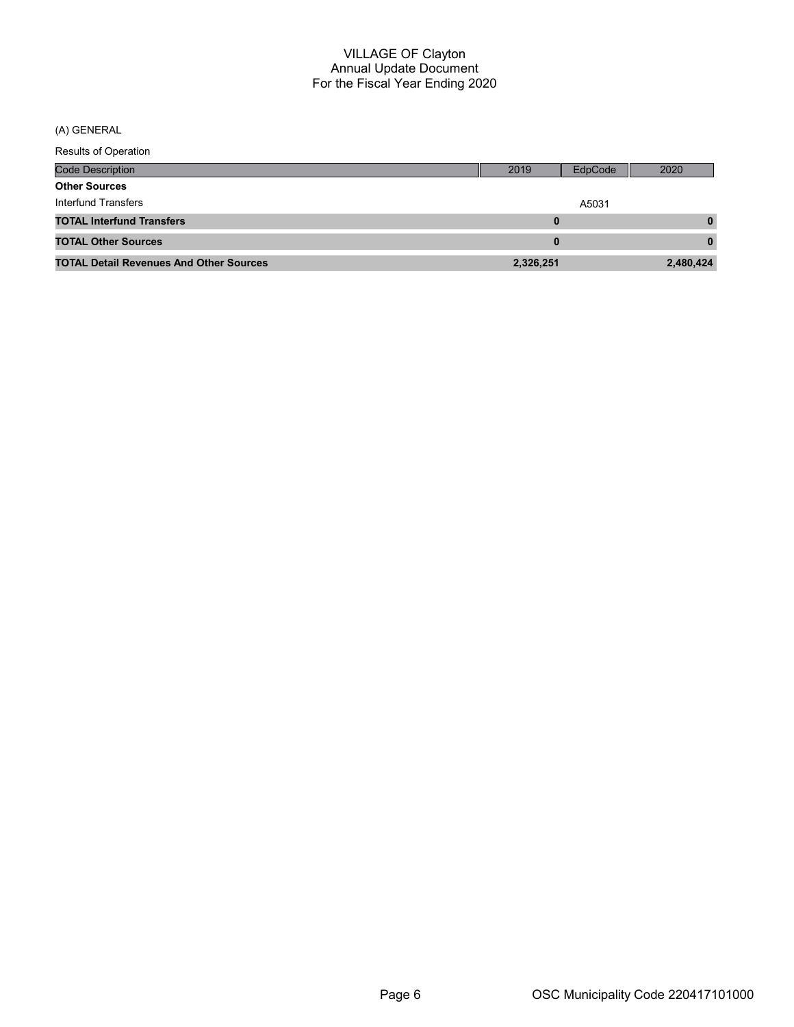# VILLAGE OF Clayton
## Annual Update Document
## For the Fiscal Year Ending 2020

(A) GENERAL

Results of Operation

| Code Description | 2019 | EdpCode | 2020 |
|---|---|---|---|
| **Other Sources** | | | |
| Interfund Transfers | | A5031 | |
| **TOTAL Interfund Transfers** | **0** | | **0** |
| **TOTAL Other Sources** | **0** | | **0** |
| **TOTAL Detail Revenues And Other Sources** | **2,326,251** | | **2,480,424** |

OSC Municipality Code 220417101000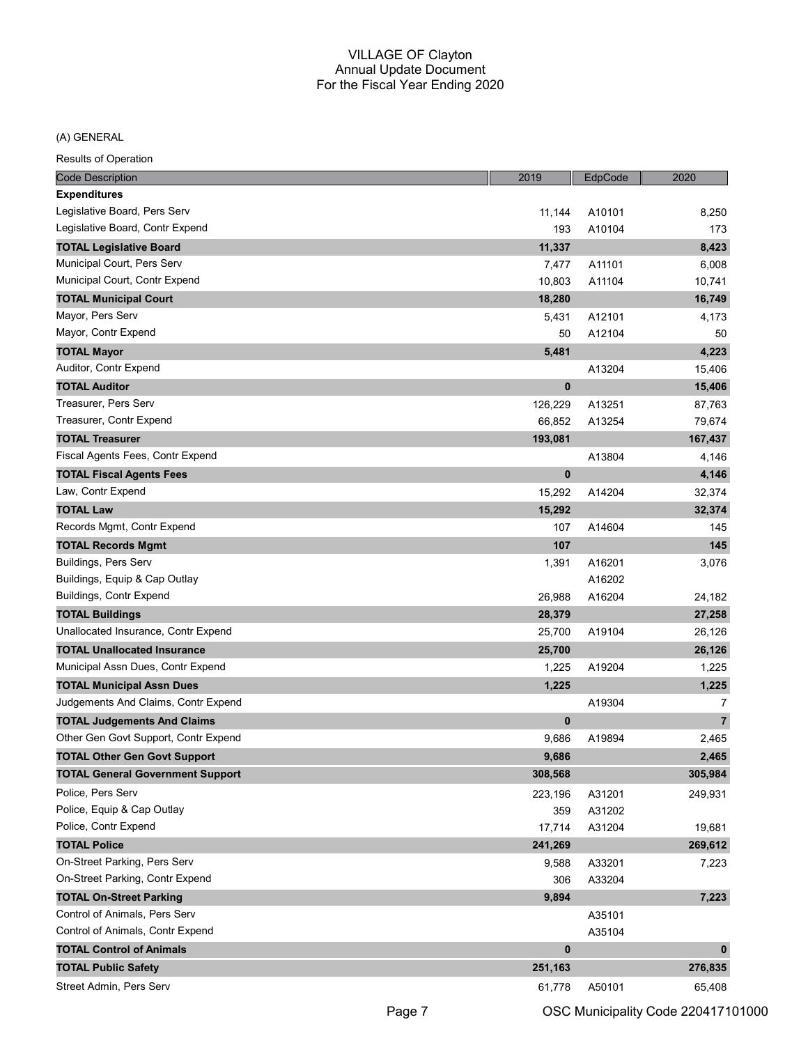# VILLAGE OF Clayton
## Annual Update Document
## For the Fiscal Year Ending 2020

(A) GENERAL

Results of Operation

| Code Description | 2019 | EdpCode | 2020 |
|---|---|---|---|
| **Expenditures** | | | |
| Legislative Board, Pers Serv | 11,144 | A10101 | 8,250 |
| Legislative Board, Contr Expend | 193 | A10104 | 173 |
| **TOTAL Legislative Board** | **11,337** | | **8,423** |
| Municipal Court, Pers Serv | 7,477 | A11101 | 6,008 |
| Municipal Court, Contr Expend | 10,803 | A11104 | 10,741 |
| **TOTAL Municipal Court** | **18,280** | | **16,749** |
| Mayor, Pers Serv | 5,431 | A12101 | 4,173 |
| Mayor, Contr Expend | 50 | A12104 | 50 |
| **TOTAL Mayor** | **5,481** | | **4,223** |
| Auditor, Contr Expend | | A13204 | 15,406 |
| **TOTAL Auditor** | **0** | | **15,406** |
| Treasurer, Pers Serv | 126,229 | A13251 | 87,763 |
| Treasurer, Contr Expend | 66,852 | A13254 | 79,674 |
| **TOTAL Treasurer** | **193,081** | | **167,437** |
| Fiscal Agents Fees, Contr Expend | | A13804 | 4,146 |
| **TOTAL Fiscal Agents Fees** | **0** | | **4,146** |
| Law, Contr Expend | 15,292 | A14204 | 32,374 |
| **TOTAL Law** | **15,292** | | **32,374** |
| Records Mgmt, Contr Expend | 107 | A14604 | 145 |
| **TOTAL Records Mgmt** | **107** | | **145** |
| Buildings, Pers Serv | 1,391 | A16201 | 3,076 |
| Buildings, Equip & Cap Outlay | | A16202 | |
| Buildings, Contr Expend | 26,988 | A16204 | 24,182 |
| **TOTAL Buildings** | **28,379** | | **27,258** |
| Unallocated Insurance, Contr Expend | 25,700 | A19104 | 26,126 |
| **TOTAL Unallocated Insurance** | **25,700** | | **26,126** |
| Municipal Assn Dues, Contr Expend | 1,225 | A19204 | 1,225 |
| **TOTAL Municipal Assn Dues** | **1,225** | | **1,225** |
| Judgements And Claims, Contr Expend | | A19304 | 7 |
| **TOTAL Judgements And Claims** | **0** | | **7** |
| Other Gen Govt Support, Contr Expend | 9,686 | A19894 | 2,465 |
| **TOTAL Other Gen Govt Support** | **9,686** | | **2,465** |
| **TOTAL General Government Support** | **308,568** | | **305,984** |
| Police, Pers Serv | 223,196 | A31201 | 249,931 |
| Police, Equip & Cap Outlay | 359 | A31202 | |
| Police, Contr Expend | 17,714 | A31204 | 19,681 |
| **TOTAL Police** | **241,269** | | **269,612** |
| On-Street Parking, Pers Serv | 9,588 | A33201 | 7,223 |
| On-Street Parking, Contr Expend | 306 | A33204 | |
| **TOTAL On-Street Parking** | **9,894** | | **7,223** |
| Control of Animals, Pers Serv | | A35101 | |
| Control of Animals, Contr Expend | | A35104 | |
| **TOTAL Control of Animals** | **0** | | **0** |
| **TOTAL Public Safety** | **251,163** | | **276,835** |
| Street Admin, Pers Serv | 61,778 | A50101 | 65,408 |

OSC Municipality Code 220417101000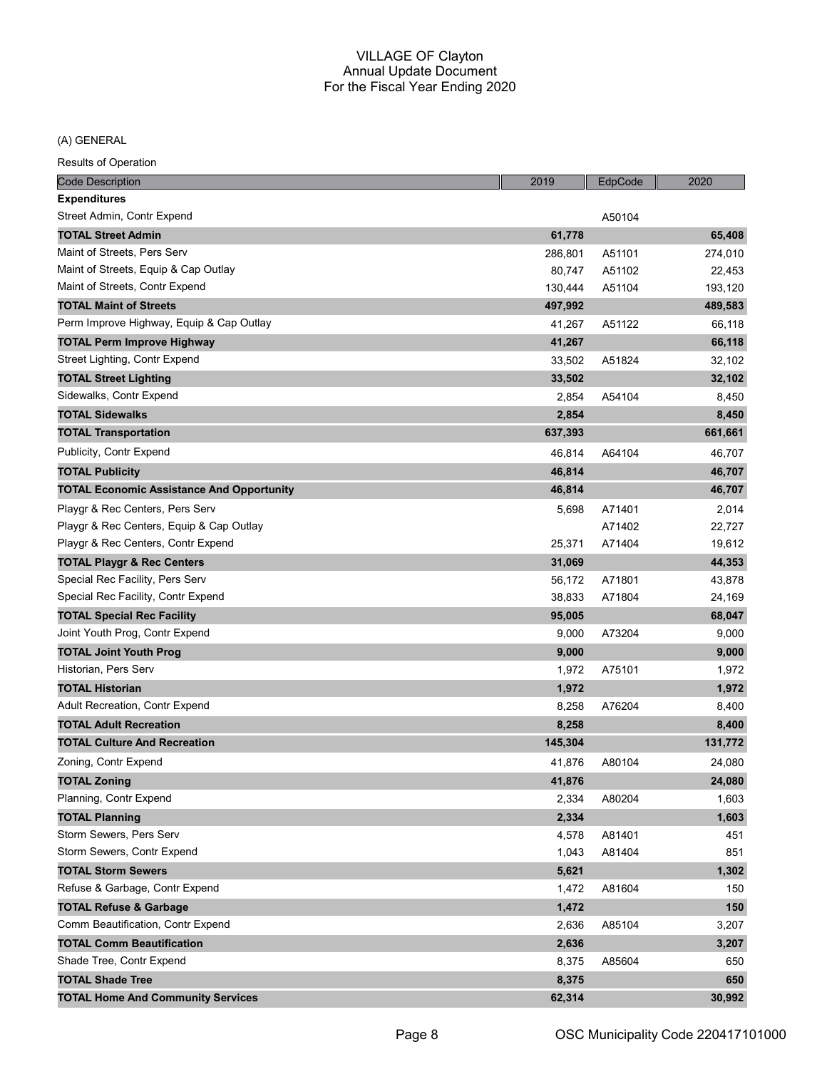# VILLAGE OF Clayton
## Annual Update Document
## For the Fiscal Year Ending 2020

(A) GENERAL

Results of Operation

| Code Description | 2019 | EdpCode | 2020 |
|---|---|---|---|
| **Expenditures** | | | |
| Street Admin, Contr Expend | | A50104 | |
| **TOTAL Street Admin** | **61,778** | | **65,408** |
| Maint of Streets, Pers Serv | 286,801 | A51101 | 274,010 |
| Maint of Streets, Equip & Cap Outlay | 80,747 | A51102 | 22,453 |
| Maint of Streets, Contr Expend | 130,444 | A51104 | 193,120 |
| **TOTAL Maint of Streets** | **497,992** | | **489,583** |
| Perm Improve Highway, Equip & Cap Outlay | 41,267 | A51122 | 66,118 |
| **TOTAL Perm Improve Highway** | **41,267** | | **66,118** |
| Street Lighting, Contr Expend | 33,502 | A51824 | 32,102 |
| **TOTAL Street Lighting** | **33,502** | | **32,102** |
| Sidewalks, Contr Expend | 2,854 | A54104 | 8,450 |
| **TOTAL Sidewalks** | **2,854** | | **8,450** |
| **TOTAL Transportation** | **637,393** | | **661,661** |
| Publicity, Contr Expend | 46,814 | A64104 | 46,707 |
| **TOTAL Publicity** | **46,814** | | **46,707** |
| **TOTAL Economic Assistance And Opportunity** | **46,814** | | **46,707** |
| Playgr & Rec Centers, Pers Serv | 5,698 | A71401 | 2,014 |
| Playgr & Rec Centers, Equip & Cap Outlay | | A71402 | 22,727 |
| Playgr & Rec Centers, Contr Expend | 25,371 | A71404 | 19,612 |
| **TOTAL Playgr & Rec Centers** | **31,069** | | **44,353** |
| Special Rec Facility, Pers Serv | 56,172 | A71801 | 43,878 |
| Special Rec Facility, Contr Expend | 38,833 | A71804 | 24,169 |
| **TOTAL Special Rec Facility** | **95,005** | | **68,047** |
| Joint Youth Prog, Contr Expend | 9,000 | A73204 | 9,000 |
| **TOTAL Joint Youth Prog** | **9,000** | | **9,000** |
| Historian, Pers Serv | 1,972 | A75101 | 1,972 |
| **TOTAL Historian** | **1,972** | | **1,972** |
| Adult Recreation, Contr Expend | 8,258 | A76204 | 8,400 |
| **TOTAL Adult Recreation** | **8,258** | | **8,400** |
| **TOTAL Culture And Recreation** | **145,304** | | **131,772** |
| Zoning, Contr Expend | 41,876 | A80104 | 24,080 |
| **TOTAL Zoning** | **41,876** | | **24,080** |
| Planning, Contr Expend | 2,334 | A80204 | 1,603 |
| **TOTAL Planning** | **2,334** | | **1,603** |
| Storm Sewers, Pers Serv | 4,578 | A81401 | 451 |
| Storm Sewers, Contr Expend | 1,043 | A81404 | 851 |
| **TOTAL Storm Sewers** | **5,621** | | **1,302** |
| Refuse & Garbage, Contr Expend | 1,472 | A81604 | 150 |
| **TOTAL Refuse & Garbage** | **1,472** | | **150** |
| Comm Beautification, Contr Expend | 2,636 | A85104 | 3,207 |
| **TOTAL Comm Beautification** | **2,636** | | **3,207** |
| Shade Tree, Contr Expend | 8,375 | A85604 | 650 |
| **TOTAL Shade Tree** | **8,375** | | **650** |
| **TOTAL Home And Community Services** | **62,314** | | **30,992** |

OSC Municipality Code 220417101000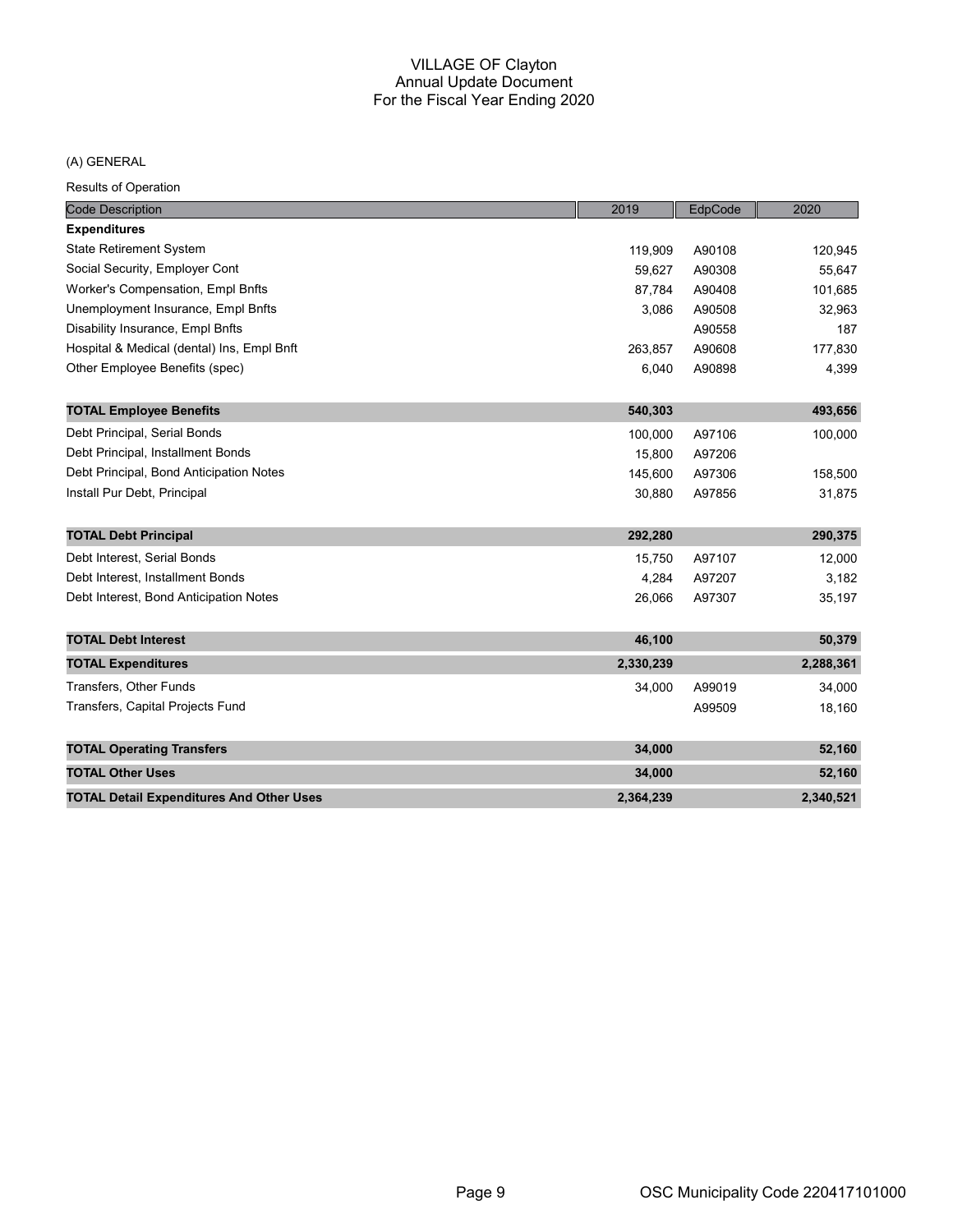# VILLAGE OF Clayton
## Annual Update Document
## For the Fiscal Year Ending 2020

(A) GENERAL

Results of Operation

| Code Description | 2019 | EdpCode | 2020 |
|---|---|---|---|
| **Expenditures** | | | |
| State Retirement System | 119,909 | A90108 | 120,945 |
| Social Security, Employer Cont | 59,627 | A90308 | 55,647 |
| Worker's Compensation, Empl Bnfts | 87,784 | A90408 | 101,685 |
| Unemployment Insurance, Empl Bnfts | 3,086 | A90508 | 32,963 |
| Disability Insurance, Empl Bnfts | | A90558 | 187 |
| Hospital & Medical (dental) Ins, Empl Bnft | 263,857 | A90608 | 177,830 |
| Other Employee Benefits (spec) | 6,040 | A90898 | 4,399 |
| **TOTAL Employee Benefits** | **540,303** | | **493,656** |
| Debt Principal, Serial Bonds | 100,000 | A97106 | 100,000 |
| Debt Principal, Installment Bonds | 15,800 | A97206 | |
| Debt Principal, Bond Anticipation Notes | 145,600 | A97306 | 158,500 |
| Install Pur Debt, Principal | 30,880 | A97856 | 31,875 |
| **TOTAL Debt Principal** | **292,280** | | **290,375** |
| Debt Interest, Serial Bonds | 15,750 | A97107 | 12,000 |
| Debt Interest, Installment Bonds | 4,284 | A97207 | 3,182 |
| Debt Interest, Bond Anticipation Notes | 26,066 | A97307 | 35,197 |
| **TOTAL Debt Interest** | **46,100** | | **50,379** |
| **TOTAL Expenditures** | **2,330,239** | | **2,288,361** |
| Transfers, Other Funds | 34,000 | A99019 | 34,000 |
| Transfers, Capital Projects Fund | | A99509 | 18,160 |
| **TOTAL Operating Transfers** | **34,000** | | **52,160** |
| **TOTAL Other Uses** | **34,000** | | **52,160** |
| **TOTAL Detail Expenditures And Other Uses** | **2,364,239** | | **2,340,521** |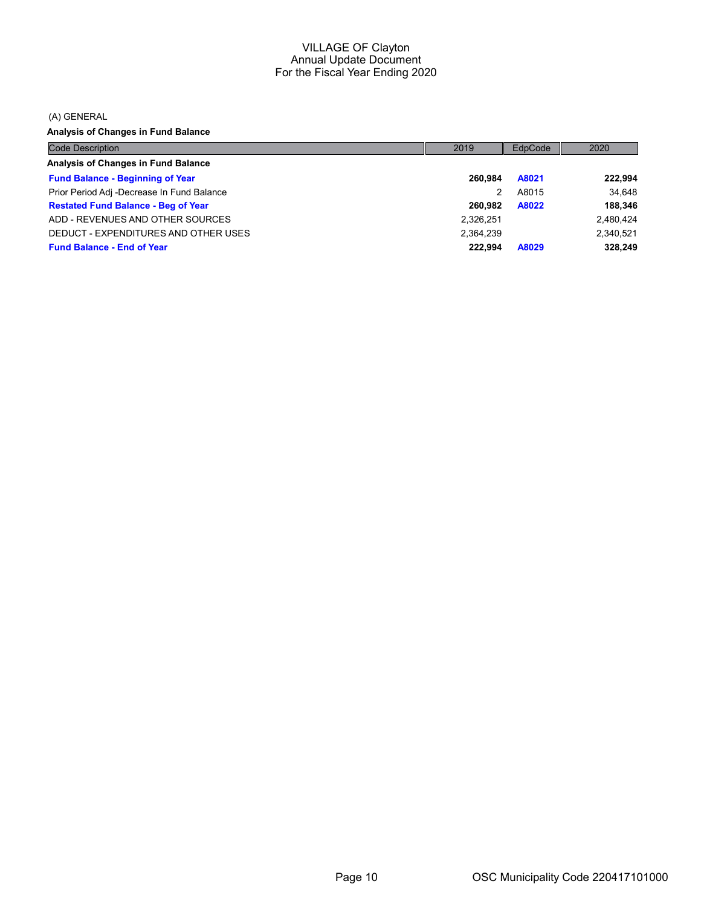# VILLAGE OF Clayton
## Annual Update Document
## For the Fiscal Year Ending 2020

(A) GENERAL

**Analysis of Changes in Fund Balance**

| Code Description | 2019 | EdpCode | 2020 |
|---|---|---|---|
| **Analysis of Changes in Fund Balance** | | | |
| **Fund Balance - Beginning of Year** | **260,984** | **A8021** | **222,994** |
| Prior Period Adj -Decrease In Fund Balance | 2 | A8015 | 34,648 |
| **Restated Fund Balance - Beg of Year** | **260,982** | **A8022** | **188,346** |
| ADD - REVENUES AND OTHER SOURCES | 2,326,251 | | 2,480,424 |
| DEDUCT - EXPENDITURES AND OTHER USES | 2,364,239 | | 2,340,521 |
| **Fund Balance - End of Year** | **222,994** | **A8029** | **328,249** |

OSC Municipality Code 220417101000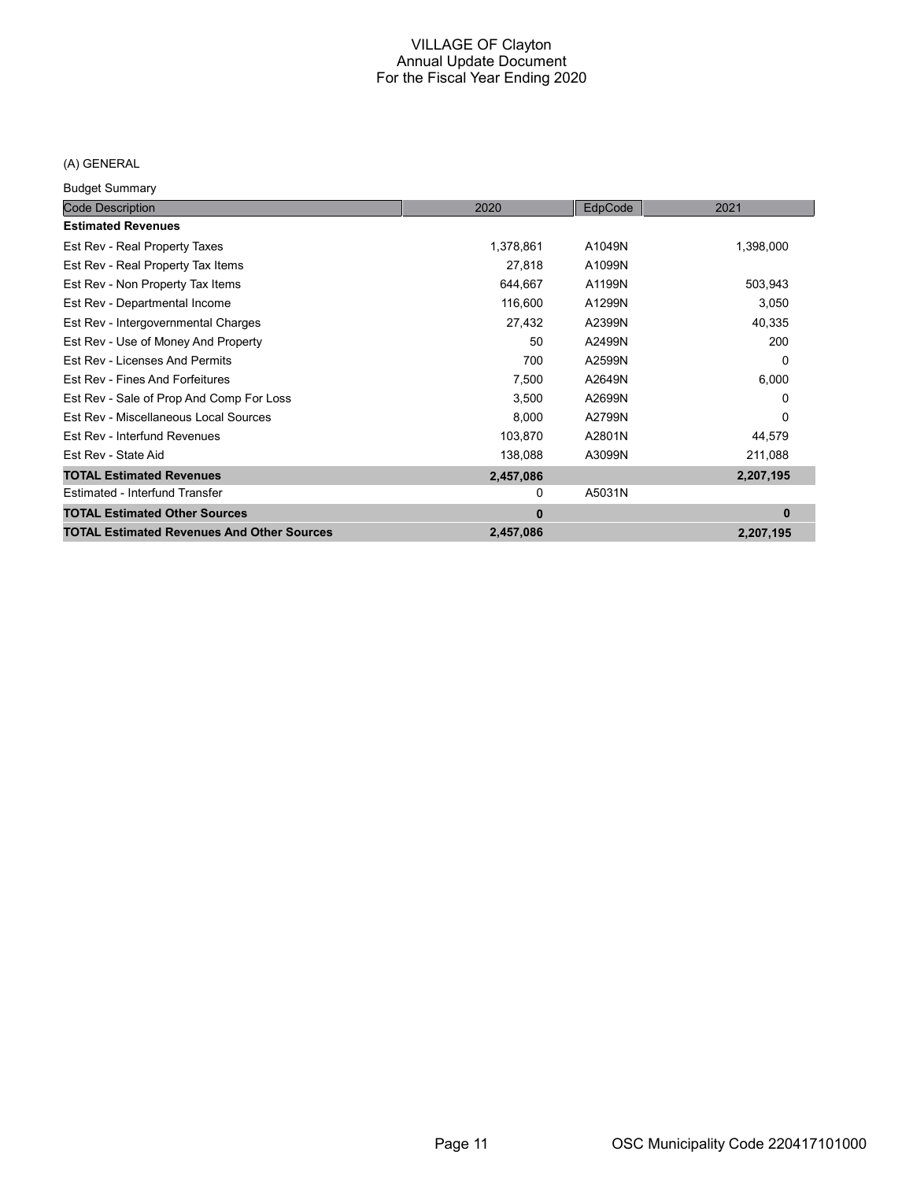# VILLAGE OF Clayton
## Annual Update Document
## For the Fiscal Year Ending 2020

(A) GENERAL

Budget Summary

| Code Description | 2020 | EdpCode | 2021 |
|---|---|---|---|
| **Estimated Revenues** | | | |
| Est Rev - Real Property Taxes | 1,378,861 | A1049N | 1,398,000 |
| Est Rev - Real Property Tax Items | 27,818 | A1099N | |
| Est Rev - Non Property Tax Items | 644,667 | A1199N | 503,943 |
| Est Rev - Departmental Income | 116,600 | A1299N | 3,050 |
| Est Rev - Intergovernmental Charges | 27,432 | A2399N | 40,335 |
| Est Rev - Use of Money And Property | 50 | A2499N | 200 |
| Est Rev - Licenses And Permits | 700 | A2599N | 0 |
| Est Rev - Fines And Forfeitures | 7,500 | A2649N | 6,000 |
| Est Rev - Sale of Prop And Comp For Loss | 3,500 | A2699N | 0 |
| Est Rev - Miscellaneous Local Sources | 8,000 | A2799N | 0 |
| Est Rev - Interfund Revenues | 103,870 | A2801N | 44,579 |
| Est Rev - State Aid | 138,088 | A3099N | 211,088 |
| **TOTAL Estimated Revenues** | **2,457,086** | | **2,207,195** |
| Estimated - Interfund Transfer | 0 | A5031N | |
| **TOTAL Estimated Other Sources** | **0** | | **0** |
| **TOTAL Estimated Revenues And Other Sources** | **2,457,086** | | **2,207,195** |

OSC Municipality Code 220417101000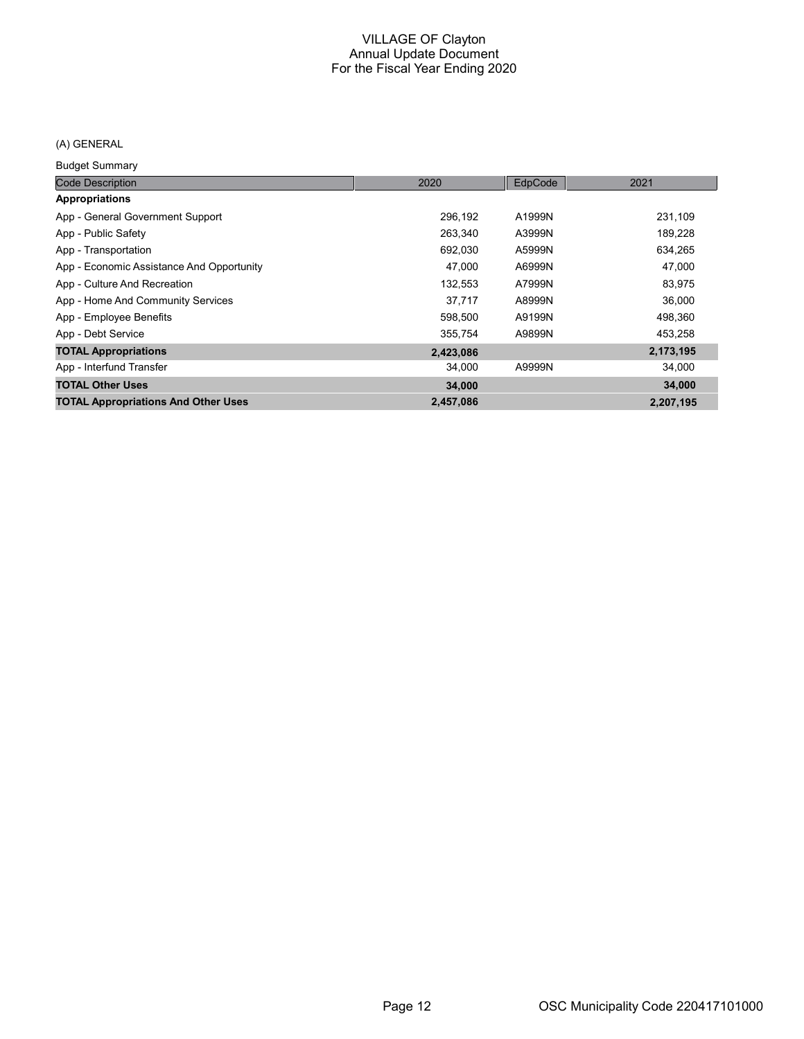# VILLAGE OF Clayton
## Annual Update Document
## For the Fiscal Year Ending 2020

(A) GENERAL

Budget Summary

| Code Description | 2020 | EdpCode | 2021 |
|---|---|---|---|
| **Appropriations** | | | |
| App - General Government Support | 296,192 | A1999N | 231,109 |
| App - Public Safety | 263,340 | A3999N | 189,228 |
| App - Transportation | 692,030 | A5999N | 634,265 |
| App - Economic Assistance And Opportunity | 47,000 | A6999N | 47,000 |
| App - Culture And Recreation | 132,553 | A7999N | 83,975 |
| App - Home And Community Services | 37,717 | A8999N | 36,000 |
| App - Employee Benefits | 598,500 | A9199N | 498,360 |
| App - Debt Service | 355,754 | A9899N | 453,258 |
| **TOTAL Appropriations** | **2,423,086** | | **2,173,195** |
| App - Interfund Transfer | 34,000 | A9999N | 34,000 |
| **TOTAL Other Uses** | **34,000** | | **34,000** |
| **TOTAL Appropriations And Other Uses** | **2,457,086** | | **2,207,195** |

OSC Municipality Code 220417101000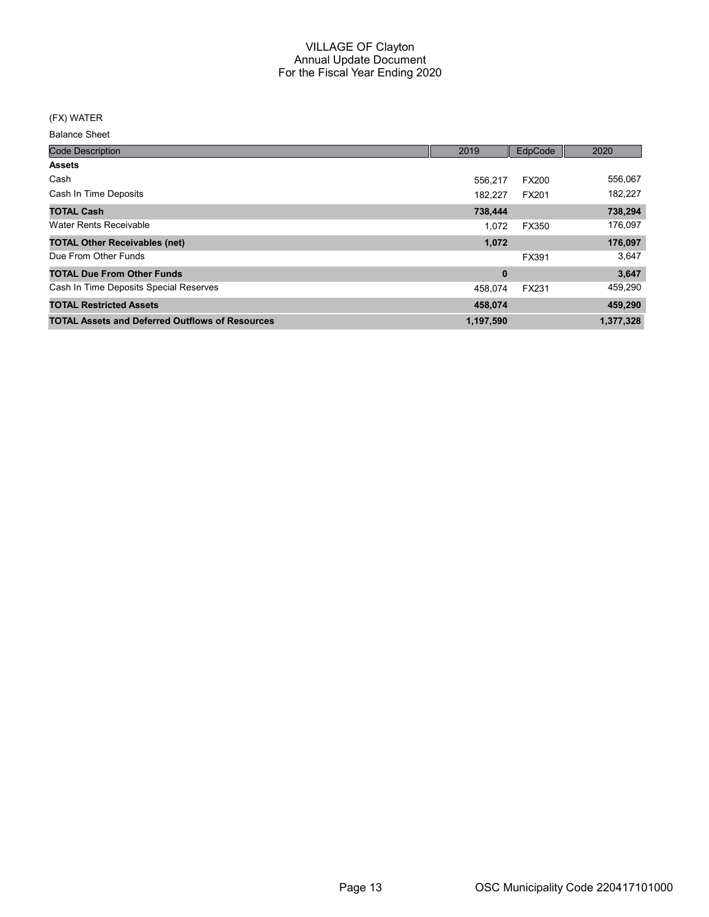# VILLAGE OF Clayton
## Annual Update Document
## For the Fiscal Year Ending 2020

(FX) WATER

Balance Sheet

| Code Description | 2019 | EdpCode | 2020 |
|---|---|---|---|
| **Assets** | | | |
| Cash | 556,217 | FX200 | 556,067 |
| Cash In Time Deposits | 182,227 | FX201 | 182,227 |
| **TOTAL Cash** | **738,444** | | **738,294** |
| Water Rents Receivable | 1,072 | FX350 | 176,097 |
| **TOTAL Other Receivables (net)** | **1,072** | | **176,097** |
| Due From Other Funds | | FX391 | 3,647 |
| **TOTAL Due From Other Funds** | **0** | | **3,647** |
| Cash In Time Deposits Special Reserves | 458,074 | FX231 | 459,290 |
| **TOTAL Restricted Assets** | **458,074** | | **459,290** |
| **TOTAL Assets and Deferred Outflows of Resources** | **1,197,590** | | **1,377,328** |

OSC Municipality Code 220417101000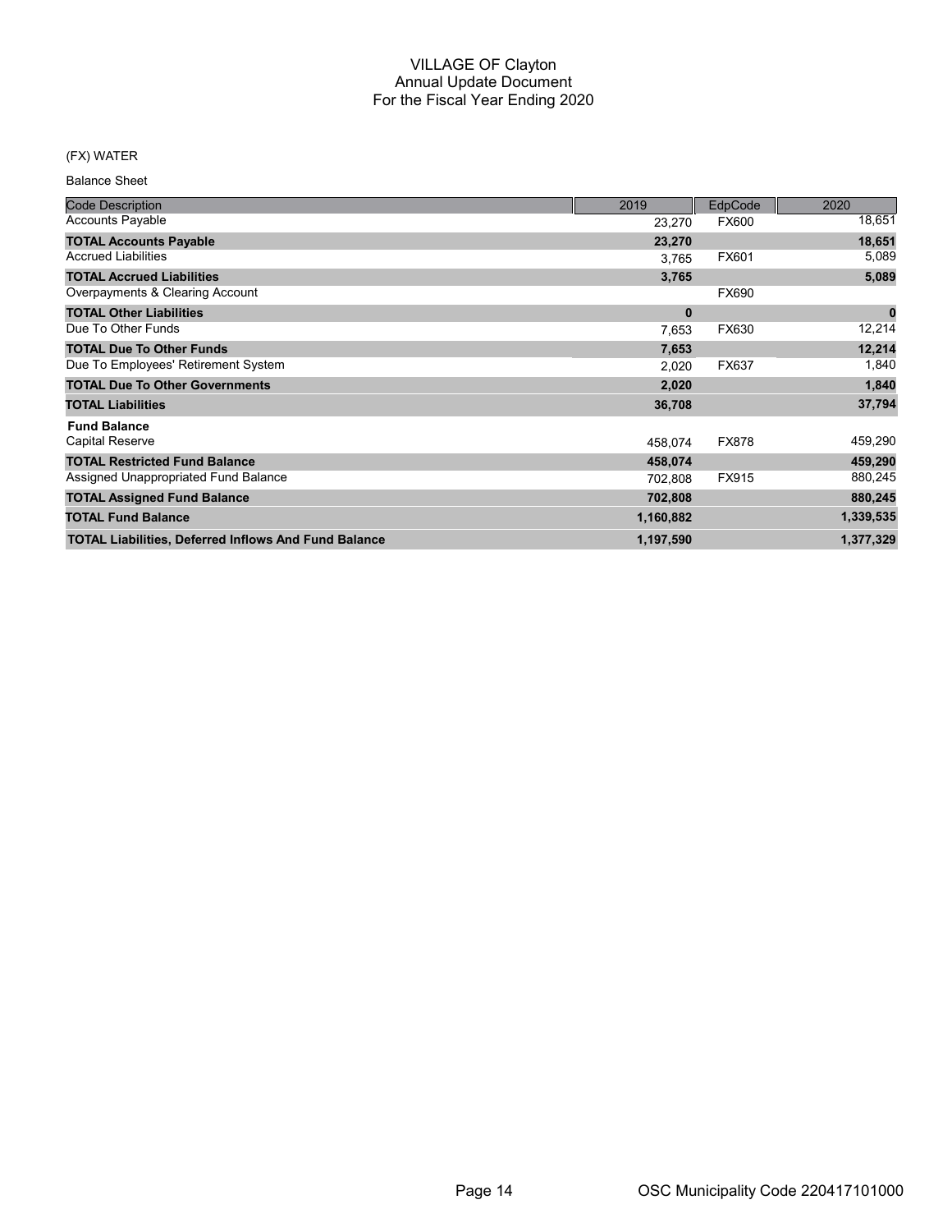# VILLAGE OF Clayton
## Annual Update Document
## For the Fiscal Year Ending 2020

(FX) WATER

Balance Sheet

| Code Description | 2019 | EdpCode | 2020 |
|---|---|---|---|
| Accounts Payable | 23,270 | FX600 | 18,651 |
| **TOTAL Accounts Payable** | **23,270** | | **18,651** |
| Accrued Liabilities | 3,765 | FX601 | 5,089 |
| **TOTAL Accrued Liabilities** | **3,765** | | **5,089** |
| Overpayments & Clearing Account | | FX690 | |
| **TOTAL Other Liabilities** | **0** | | **0** |
| Due To Other Funds | 7,653 | FX630 | 12,214 |
| **TOTAL Due To Other Funds** | **7,653** | | **12,214** |
| Due To Employees' Retirement System | 2,020 | FX637 | 1,840 |
| **TOTAL Due To Other Governments** | **2,020** | | **1,840** |
| **TOTAL Liabilities** | **36,708** | | **37,794** |
| **Fund Balance** | | | |
| Capital Reserve | 458,074 | FX878 | 459,290 |
| **TOTAL Restricted Fund Balance** | **458,074** | | **459,290** |
| Assigned Unappropriated Fund Balance | 702,808 | FX915 | 880,245 |
| **TOTAL Assigned Fund Balance** | **702,808** | | **880,245** |
| **TOTAL Fund Balance** | **1,160,882** | | **1,339,535** |
| **TOTAL Liabilities, Deferred Inflows And Fund Balance** | **1,197,590** | | **1,377,329** |

OSC Municipality Code 220417101000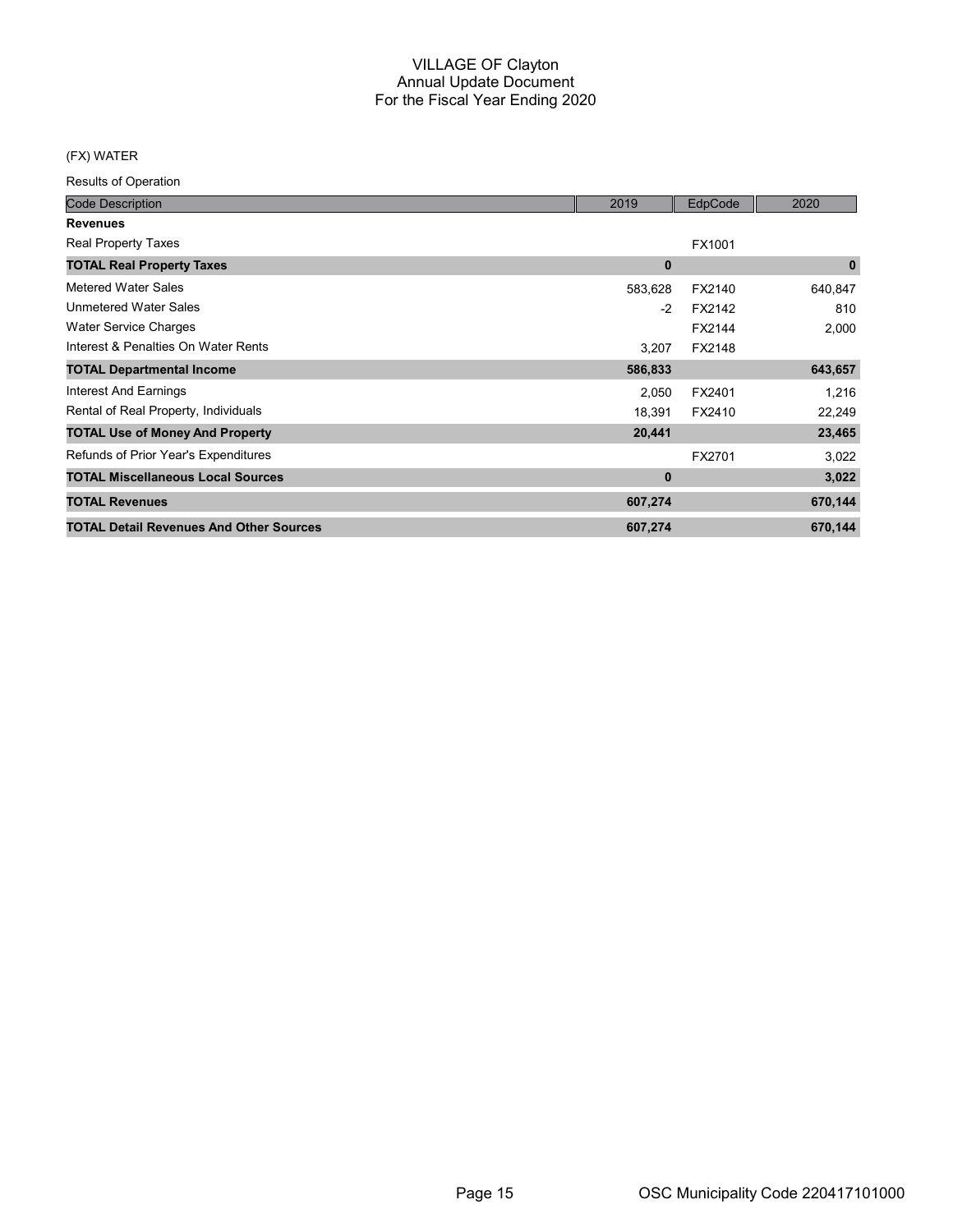# VILLAGE OF Clayton
## Annual Update Document
## For the Fiscal Year Ending 2020

(FX) WATER

Results of Operation

| Code Description | 2019 | EdpCode | 2020 |
|---|---|---|---|
| **Revenues** | | | |
| Real Property Taxes | | FX1001 | |
| **TOTAL Real Property Taxes** | **0** | | **0** |
| Metered Water Sales | 583,628 | FX2140 | 640,847 |
| Unmetered Water Sales | -2 | FX2142 | 810 |
| Water Service Charges | | FX2144 | 2,000 |
| Interest & Penalties On Water Rents | 3,207 | FX2148 | |
| **TOTAL Departmental Income** | **586,833** | | **643,657** |
| Interest And Earnings | 2,050 | FX2401 | 1,216 |
| Rental of Real Property, Individuals | 18,391 | FX2410 | 22,249 |
| **TOTAL Use of Money And Property** | **20,441** | | **23,465** |
| Refunds of Prior Year's Expenditures | | FX2701 | 3,022 |
| **TOTAL Miscellaneous Local Sources** | **0** | | **3,022** |
| **TOTAL Revenues** | **607,274** | | **670,144** |
| **TOTAL Detail Revenues And Other Sources** | **607,274** | | **670,144** |

OSC Municipality Code 220417101000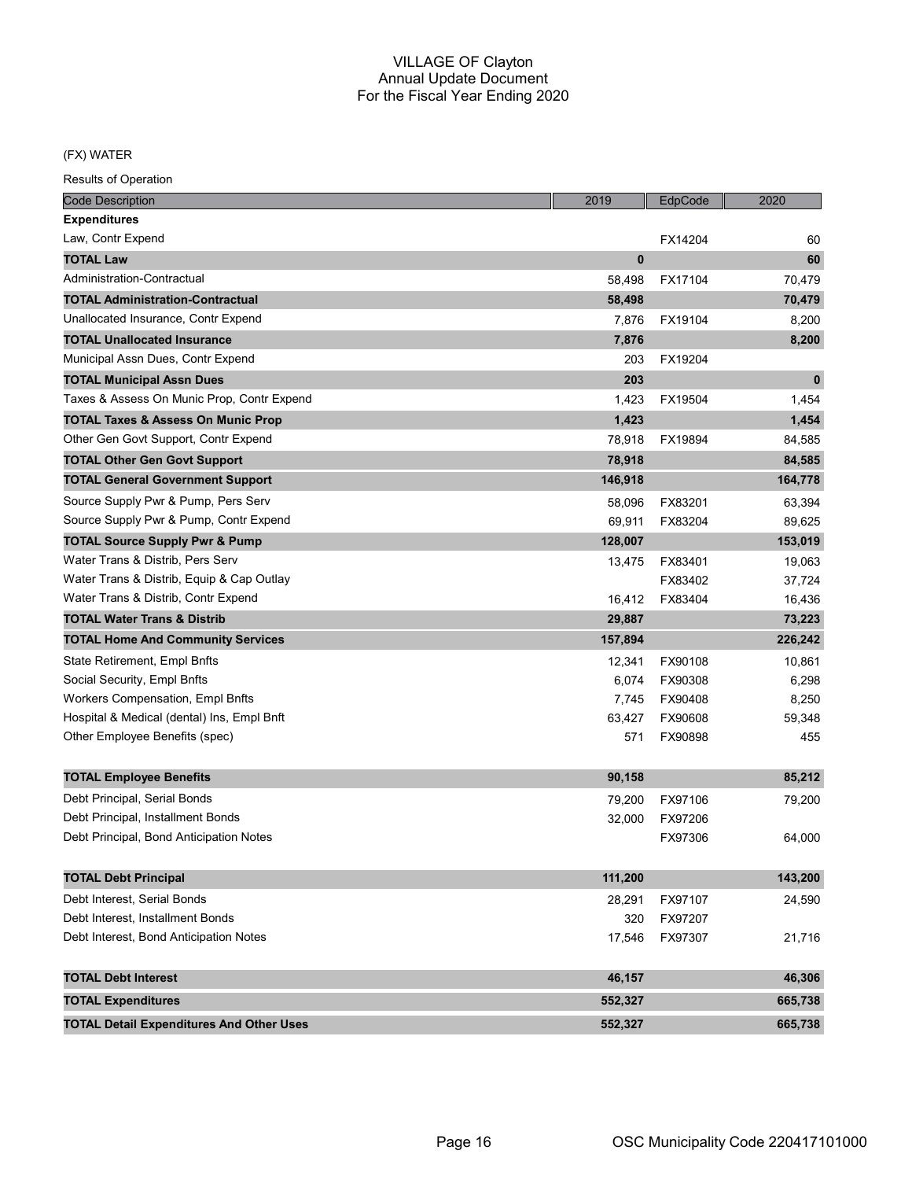# VILLAGE OF Clayton
## Annual Update Document
## For the Fiscal Year Ending 2020

(FX) WATER

Results of Operation

| Code Description | 2019 | EdpCode | 2020 |
|---|---|---|---|
| **Expenditures** | | | |
| Law, Contr Expend | | FX14204 | 60 |
| **TOTAL Law** | **0** | | **60** |
| Administration-Contractual | 58,498 | FX17104 | 70,479 |
| **TOTAL Administration-Contractual** | **58,498** | | **70,479** |
| Unallocated Insurance, Contr Expend | 7,876 | FX19104 | 8,200 |
| **TOTAL Unallocated Insurance** | **7,876** | | **8,200** |
| Municipal Assn Dues, Contr Expend | 203 | FX19204 | |
| **TOTAL Municipal Assn Dues** | **203** | | **0** |
| Taxes & Assess On Munic Prop, Contr Expend | 1,423 | FX19504 | 1,454 |
| **TOTAL Taxes & Assess On Munic Prop** | **1,423** | | **1,454** |
| Other Gen Govt Support, Contr Expend | 78,918 | FX19894 | 84,585 |
| **TOTAL Other Gen Govt Support** | **78,918** | | **84,585** |
| **TOTAL General Government Support** | **146,918** | | **164,778** |
| Source Supply Pwr & Pump, Pers Serv | 58,096 | FX83201 | 63,394 |
| Source Supply Pwr & Pump, Contr Expend | 69,911 | FX83204 | 89,625 |
| **TOTAL Source Supply Pwr & Pump** | **128,007** | | **153,019** |
| Water Trans & Distrib, Pers Serv | 13,475 | FX83401 | 19,063 |
| Water Trans & Distrib, Equip & Cap Outlay | | FX83402 | 37,724 |
| Water Trans & Distrib, Contr Expend | 16,412 | FX83404 | 16,436 |
| **TOTAL Water Trans & Distrib** | **29,887** | | **73,223** |
| **TOTAL Home And Community Services** | **157,894** | | **226,242** |
| State Retirement, Empl Bnfts | 12,341 | FX90108 | 10,861 |
| Social Security, Empl Bnfts | 6,074 | FX90308 | 6,298 |
| Workers Compensation, Empl Bnfts | 7,745 | FX90408 | 8,250 |
| Hospital & Medical (dental) Ins, Empl Bnft | 63,427 | FX90608 | 59,348 |
| Other Employee Benefits (spec) | 571 | FX90898 | 455 |
| **TOTAL Employee Benefits** | **90,158** | | **85,212** |
| Debt Principal, Serial Bonds | 79,200 | FX97106 | 79,200 |
| Debt Principal, Installment Bonds | 32,000 | FX97206 | |
| Debt Principal, Bond Anticipation Notes | | FX97306 | 64,000 |
| **TOTAL Debt Principal** | **111,200** | | **143,200** |
| Debt Interest, Serial Bonds | 28,291 | FX97107 | 24,590 |
| Debt Interest, Installment Bonds | 320 | FX97207 | |
| Debt Interest, Bond Anticipation Notes | 17,546 | FX97307 | 21,716 |
| **TOTAL Debt Interest** | **46,157** | | **46,306** |
| **TOTAL Expenditures** | **552,327** | | **665,738** |
| **TOTAL Detail Expenditures And Other Uses** | **552,327** | | **665,738** |

OSC Municipality Code 220417101000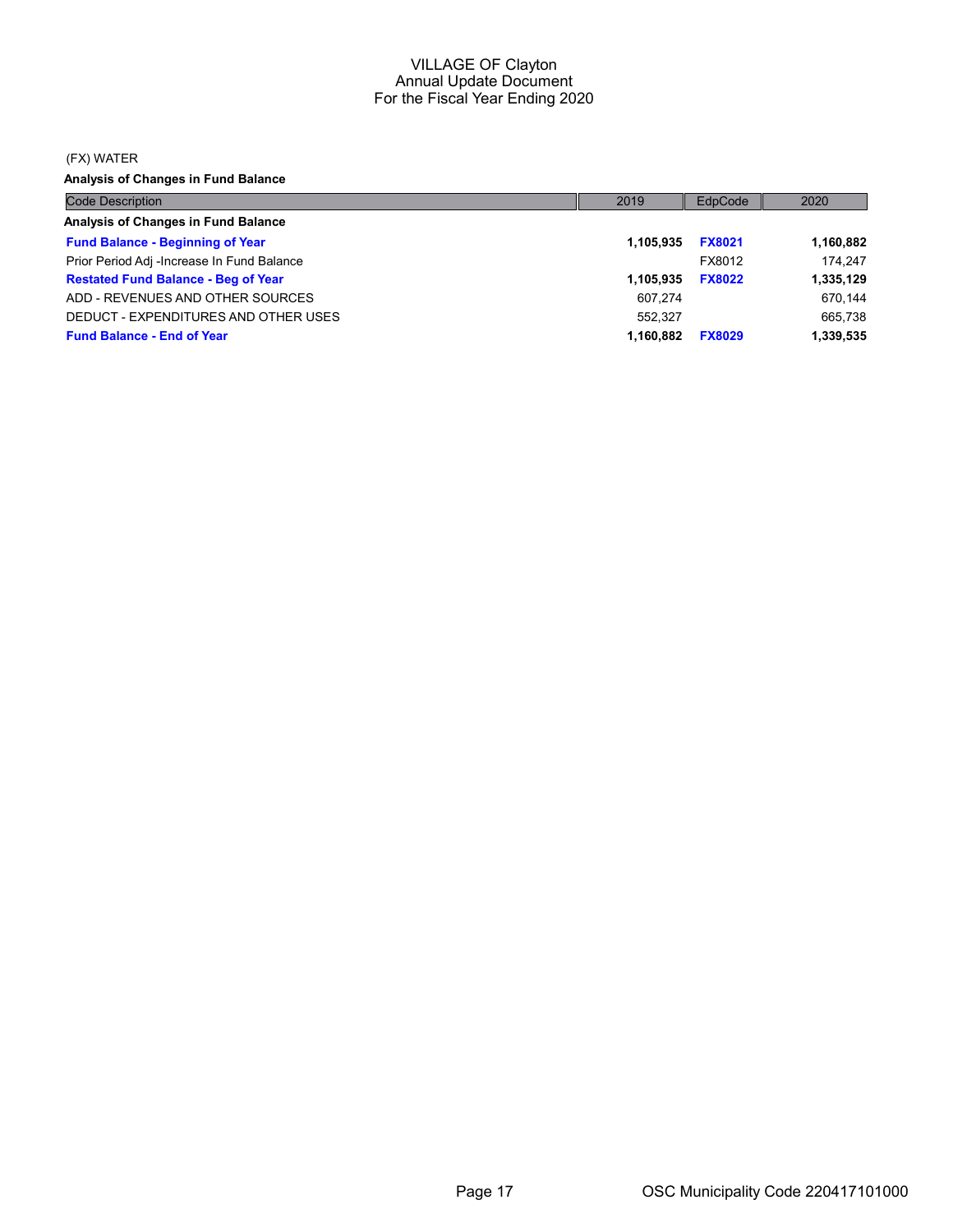VILLAGE OF Clayton
Annual Update Document
For the Fiscal Year Ending 2020

(FX) WATER

**Analysis of Changes in Fund Balance**

| Code Description | 2019 | EdpCode | 2020 |
|---|---|---|---|
| **Analysis of Changes in Fund Balance** | | | |
| **Fund Balance - Beginning of Year** | **1,105,935** | **FX8021** | **1,160,882** |
| Prior Period Adj -Increase In Fund Balance | | FX8012 | 174,247 |
| **Restated Fund Balance - Beg of Year** | **1,105,935** | **FX8022** | **1,335,129** |
| ADD - REVENUES AND OTHER SOURCES | 607,274 | | 670,144 |
| DEDUCT - EXPENDITURES AND OTHER USES | 552,327 | | 665,738 |
| **Fund Balance - End of Year** | **1,160,882** | **FX8029** | **1,339,535** |

OSC Municipality Code 220417101000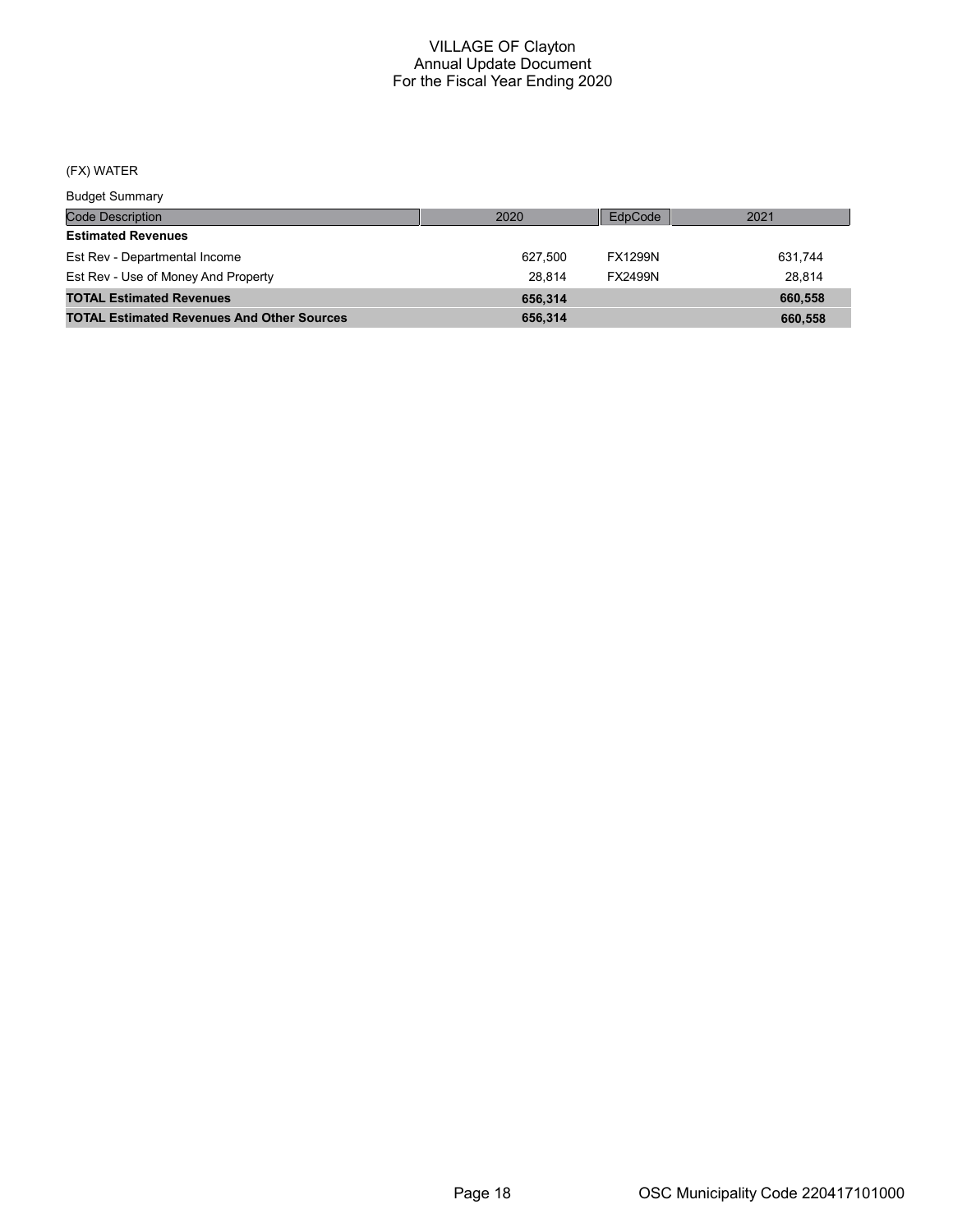# VILLAGE OF Clayton
## Annual Update Document
## For the Fiscal Year Ending 2020

(FX) WATER

Budget Summary

| Code Description | 2020 | EdpCode | 2021 |
|---|---|---|---|
| **Estimated Revenues** | | | |
| Est Rev - Departmental Income | 627,500 | FX1299N | 631,744 |
| Est Rev - Use of Money And Property | 28,814 | FX2499N | 28,814 |
| **TOTAL Estimated Revenues** | **656,314** | | **660,558** |
| **TOTAL Estimated Revenues And Other Sources** | **656,314** | | **660,558** |

OSC Municipality Code 220417101000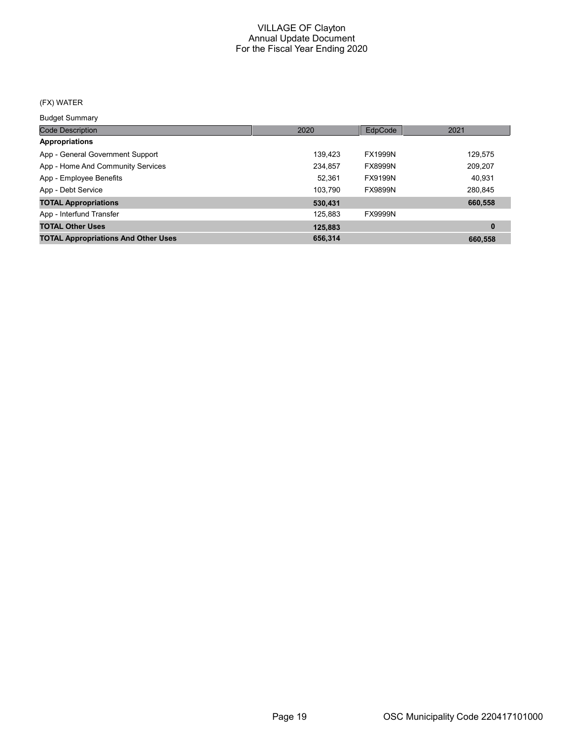# VILLAGE OF Clayton
## Annual Update Document
## For the Fiscal Year Ending 2020

(FX) WATER

Budget Summary

| Code Description | 2020 | EdpCode | 2021 |
|---|---|---|---|
| **Appropriations** | | | |
| App - General Government Support | 139,423 | FX1999N | 129,575 |
| App - Home And Community Services | 234,857 | FX8999N | 209,207 |
| App - Employee Benefits | 52,361 | FX9199N | 40,931 |
| App - Debt Service | 103,790 | FX9899N | 280,845 |
| **TOTAL Appropriations** | **530,431** | | **660,558** |
| App - Interfund Transfer | 125,883 | FX9999N | |
| **TOTAL Other Uses** | **125,883** | | **0** |
| **TOTAL Appropriations And Other Uses** | **656,314** | | **660,558** |

OSC Municipality Code 220417101000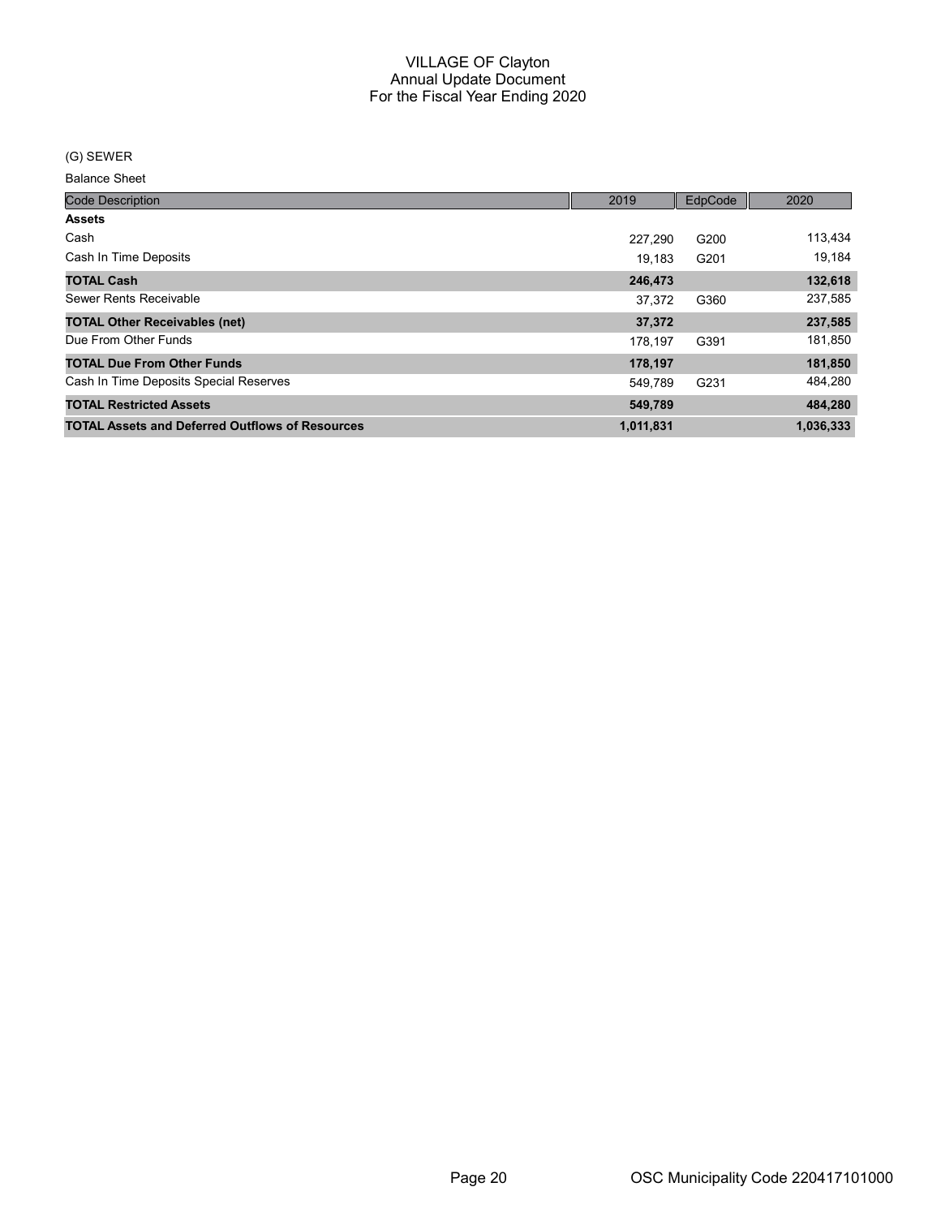# VILLAGE OF Clayton
## Annual Update Document
## For the Fiscal Year Ending 2020

(G) SEWER

Balance Sheet

| Code Description | 2019 | EdpCode | 2020 |
|---|---|---|---|
| **Assets** | | | |
| Cash | 227,290 | G200 | 113,434 |
| Cash In Time Deposits | 19,183 | G201 | 19,184 |
| **TOTAL Cash** | **246,473** | | **132,618** |
| Sewer Rents Receivable | 37,372 | G360 | 237,585 |
| **TOTAL Other Receivables (net)** | **37,372** | | **237,585** |
| Due From Other Funds | 178,197 | G391 | 181,850 |
| **TOTAL Due From Other Funds** | **178,197** | | **181,850** |
| Cash In Time Deposits Special Reserves | 549,789 | G231 | 484,280 |
| **TOTAL Restricted Assets** | **549,789** | | **484,280** |
| **TOTAL Assets and Deferred Outflows of Resources** | **1,011,831** | | **1,036,333** |

OSC Municipality Code 220417101000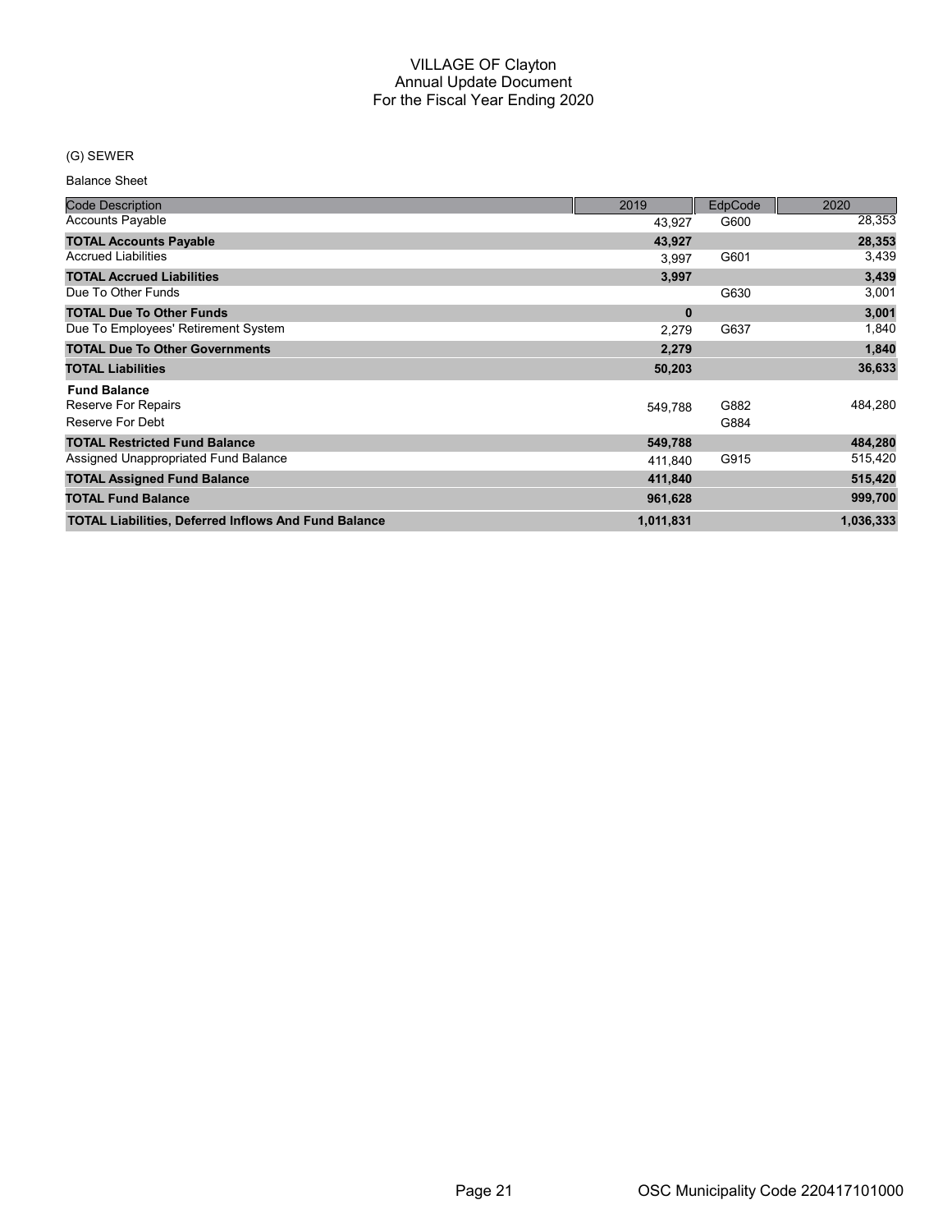# VILLAGE OF Clayton
## Annual Update Document
## For the Fiscal Year Ending 2020

(G) SEWER

Balance Sheet

| Code Description | 2019 | EdpCode | 2020 |
|---|---|---|---|
| Accounts Payable | 43,927 | G600 | 28,353 |
| **TOTAL Accounts Payable** | **43,927** | | **28,353** |
| Accrued Liabilities | 3,997 | G601 | 3,439 |
| **TOTAL Accrued Liabilities** | **3,997** | | **3,439** |
| Due To Other Funds | | G630 | 3,001 |
| **TOTAL Due To Other Funds** | **0** | | **3,001** |
| Due To Employees' Retirement System | 2,279 | G637 | 1,840 |
| **TOTAL Due To Other Governments** | **2,279** | | **1,840** |
| **TOTAL Liabilities** | **50,203** | | **36,633** |
| **Fund Balance** | | | |
| Reserve For Repairs | 549,788 | G882 | 484,280 |
| Reserve For Debt | | G884 | |
| **TOTAL Restricted Fund Balance** | **549,788** | | **484,280** |
| Assigned Unappropriated Fund Balance | 411,840 | G915 | 515,420 |
| **TOTAL Assigned Fund Balance** | **411,840** | | **515,420** |
| **TOTAL Fund Balance** | **961,628** | | **999,700** |
| **TOTAL Liabilities, Deferred Inflows And Fund Balance** | **1,011,831** | | **1,036,333** |

OSC Municipality Code 220417101000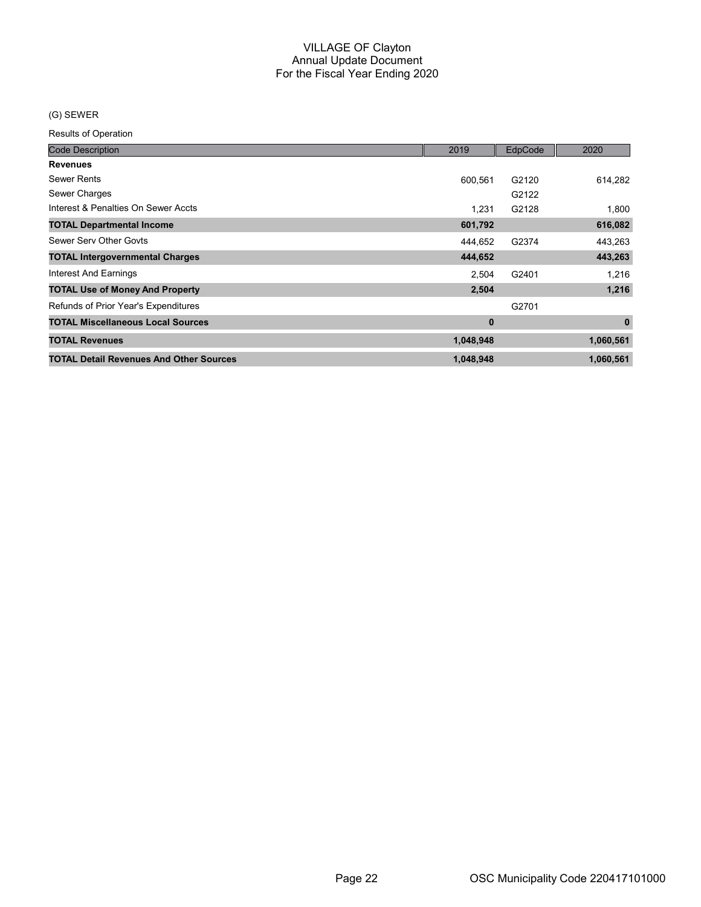# VILLAGE OF Clayton
## Annual Update Document
## For the Fiscal Year Ending 2020

(G) SEWER

Results of Operation

| Code Description | 2019 | EdpCode | 2020 |
|---|---|---|---|
| **Revenues** | | | |
| Sewer Rents | 600,561 | G2120 | 614,282 |
| Sewer Charges | | G2122 | |
| Interest & Penalties On Sewer Accts | 1,231 | G2128 | 1,800 |
| **TOTAL Departmental Income** | **601,792** | | **616,082** |
| Sewer Serv Other Govts | 444,652 | G2374 | 443,263 |
| **TOTAL Intergovernmental Charges** | **444,652** | | **443,263** |
| Interest And Earnings | 2,504 | G2401 | 1,216 |
| **TOTAL Use of Money And Property** | **2,504** | | **1,216** |
| Refunds of Prior Year's Expenditures | | G2701 | |
| **TOTAL Miscellaneous Local Sources** | **0** | | **0** |
| **TOTAL Revenues** | **1,048,948** | | **1,060,561** |
| **TOTAL Detail Revenues And Other Sources** | **1,048,948** | | **1,060,561** |

OSC Municipality Code 220417101000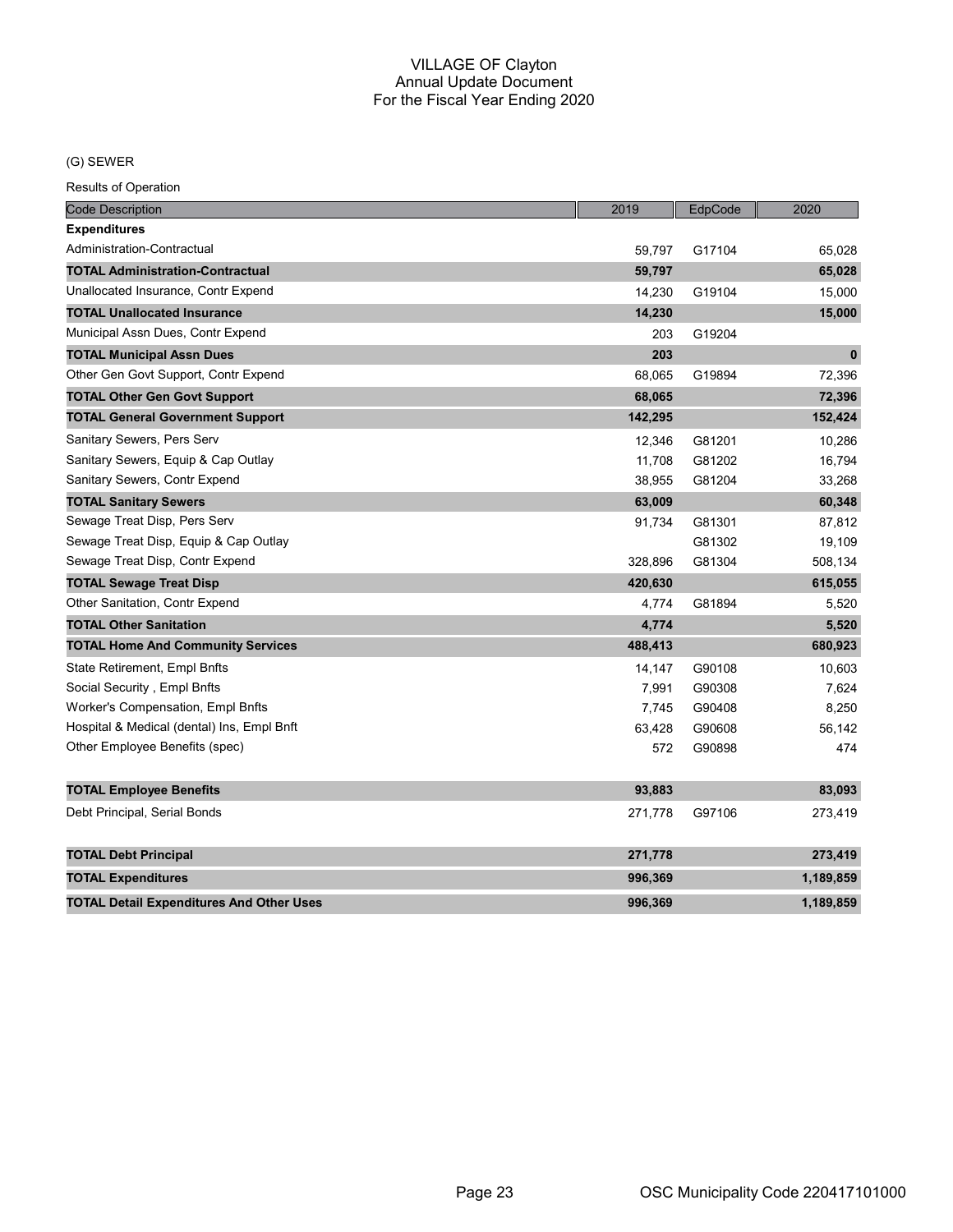# VILLAGE OF Clayton
## Annual Update Document
## For the Fiscal Year Ending 2020

(G) SEWER

Results of Operation

| Code Description | 2019 | EdpCode | 2020 |
|---|---|---|---|
| **Expenditures** | | | |
| Administration-Contractual | 59,797 | G17104 | 65,028 |
| **TOTAL Administration-Contractual** | **59,797** | | **65,028** |
| Unallocated Insurance, Contr Expend | 14,230 | G19104 | 15,000 |
| **TOTAL Unallocated Insurance** | **14,230** | | **15,000** |
| Municipal Assn Dues, Contr Expend | 203 | G19204 | |
| **TOTAL Municipal Assn Dues** | **203** | | **0** |
| Other Gen Govt Support, Contr Expend | 68,065 | G19894 | 72,396 |
| **TOTAL Other Gen Govt Support** | **68,065** | | **72,396** |
| **TOTAL General Government Support** | **142,295** | | **152,424** |
| Sanitary Sewers, Pers Serv | 12,346 | G81201 | 10,286 |
| Sanitary Sewers, Equip & Cap Outlay | 11,708 | G81202 | 16,794 |
| Sanitary Sewers, Contr Expend | 38,955 | G81204 | 33,268 |
| **TOTAL Sanitary Sewers** | **63,009** | | **60,348** |
| Sewage Treat Disp, Pers Serv | 91,734 | G81301 | 87,812 |
| Sewage Treat Disp, Equip & Cap Outlay | | G81302 | 19,109 |
| Sewage Treat Disp, Contr Expend | 328,896 | G81304 | 508,134 |
| **TOTAL Sewage Treat Disp** | **420,630** | | **615,055** |
| Other Sanitation, Contr Expend | 4,774 | G81894 | 5,520 |
| **TOTAL Other Sanitation** | **4,774** | | **5,520** |
| **TOTAL Home And Community Services** | **488,413** | | **680,923** |
| State Retirement, Empl Bnfts | 14,147 | G90108 | 10,603 |
| Social Security , Empl Bnfts | 7,991 | G90308 | 7,624 |
| Worker's Compensation, Empl Bnfts | 7,745 | G90408 | 8,250 |
| Hospital & Medical (dental) Ins, Empl Bnft | 63,428 | G90608 | 56,142 |
| Other Employee Benefits (spec) | 572 | G90898 | 474 |
| **TOTAL Employee Benefits** | **93,883** | | **83,093** |
| Debt Principal, Serial Bonds | 271,778 | G97106 | 273,419 |
| **TOTAL Debt Principal** | **271,778** | | **273,419** |
| **TOTAL Expenditures** | **996,369** | | **1,189,859** |
| **TOTAL Detail Expenditures And Other Uses** | **996,369** | | **1,189,859** |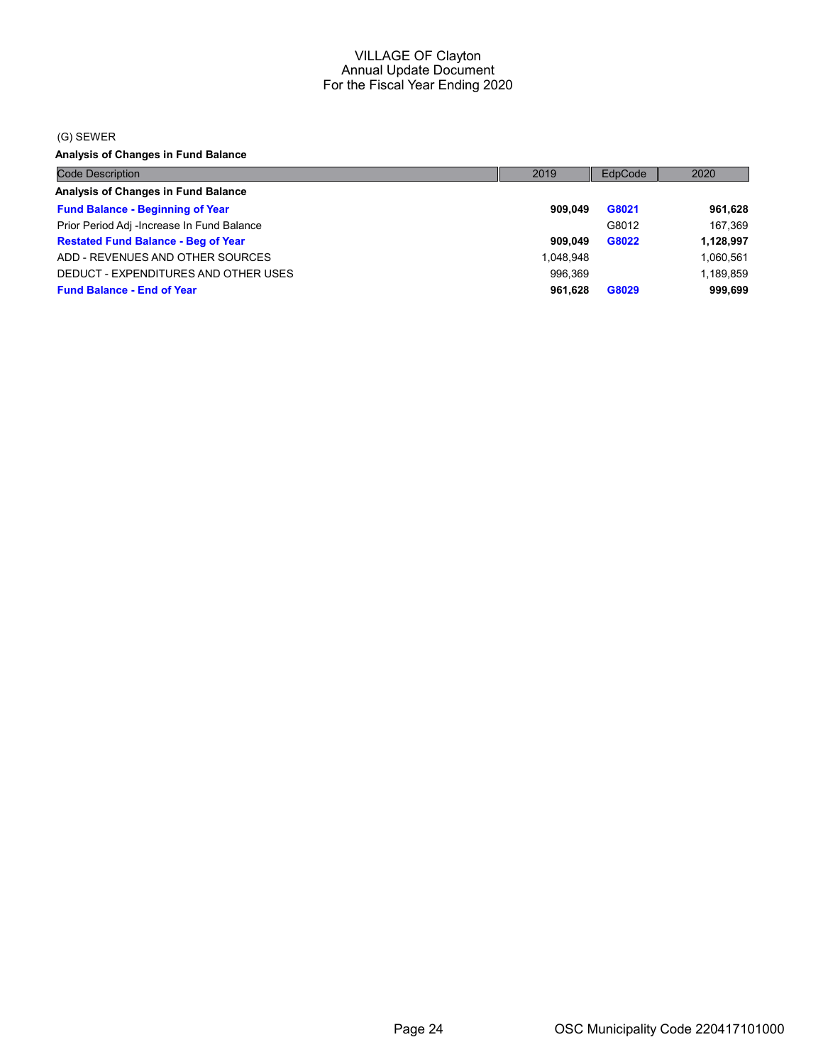VILLAGE OF Clayton
Annual Update Document
For the Fiscal Year Ending 2020

(G) SEWER

**Analysis of Changes in Fund Balance**

| Code Description | 2019 | EdpCode | 2020 |
|---|---|---|---|
| **Analysis of Changes in Fund Balance** | | | |
| **Fund Balance - Beginning of Year** | **909,049** | **G8021** | **961,628** |
| Prior Period Adj -Increase In Fund Balance | | G8012 | 167,369 |
| **Restated Fund Balance - Beg of Year** | **909,049** | **G8022** | **1,128,997** |
| ADD - REVENUES AND OTHER SOURCES | 1,048,948 | | 1,060,561 |
| DEDUCT - EXPENDITURES AND OTHER USES | 996,369 | | 1,189,859 |
| **Fund Balance - End of Year** | **961,628** | **G8029** | **999,699** |

OSC Municipality Code 220417101000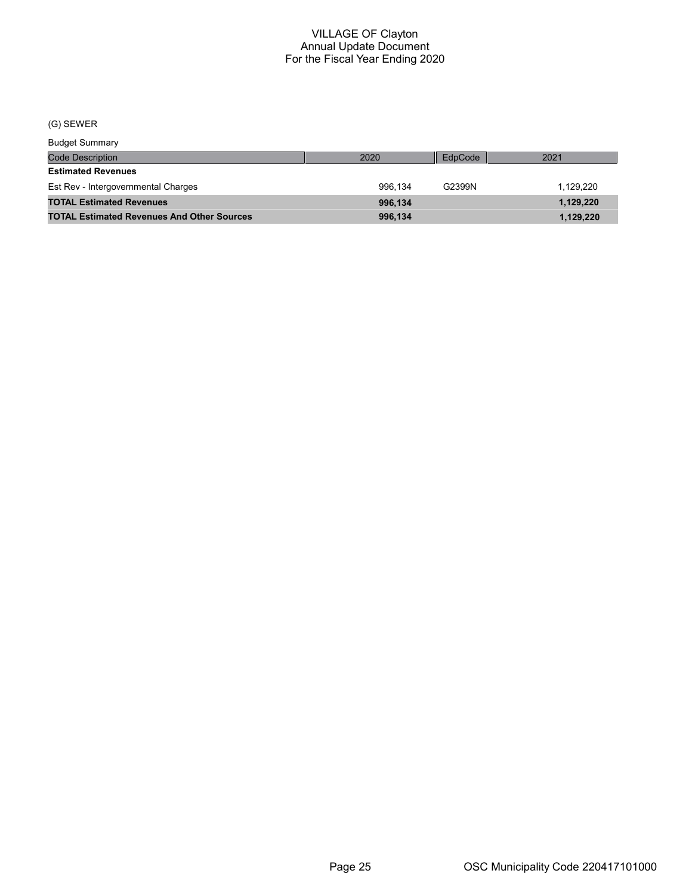# VILLAGE OF Clayton
## Annual Update Document
## For the Fiscal Year Ending 2020

(G) SEWER

Budget Summary

| Code Description | 2020 | EdpCode | 2021 |
|---|---|---|---|
| **Estimated Revenues** | | | |
| Est Rev - Intergovernmental Charges | 996,134 | G2399N | 1,129,220 |
| **TOTAL Estimated Revenues** | **996,134** | | **1,129,220** |
| **TOTAL Estimated Revenues And Other Sources** | **996,134** | | **1,129,220** |

OSC Municipality Code 220417101000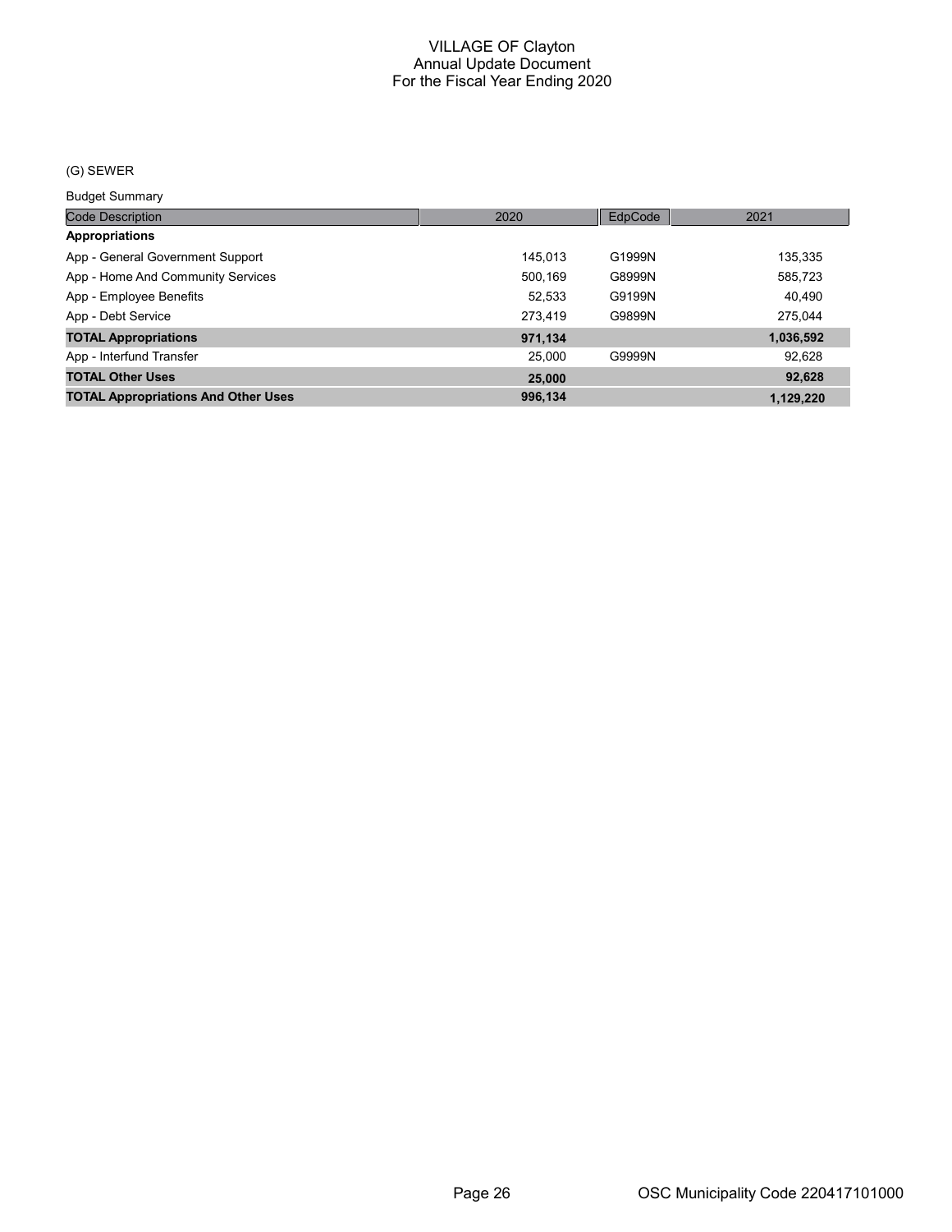# VILLAGE OF Clayton
## Annual Update Document
## For the Fiscal Year Ending 2020

(G) SEWER

Budget Summary

| Code Description | 2020 | EdpCode | 2021 |
|---|---|---|---|
| **Appropriations** | | | |
| App - General Government Support | 145,013 | G1999N | 135,335 |
| App - Home And Community Services | 500,169 | G8999N | 585,723 |
| App - Employee Benefits | 52,533 | G9199N | 40,490 |
| App - Debt Service | 273,419 | G9899N | 275,044 |
| **TOTAL Appropriations** | **971,134** | | **1,036,592** |
| App - Interfund Transfer | 25,000 | G9999N | 92,628 |
| **TOTAL Other Uses** | **25,000** | | **92,628** |
| **TOTAL Appropriations And Other Uses** | **996,134** | | **1,129,220** |

OSC Municipality Code 220417101000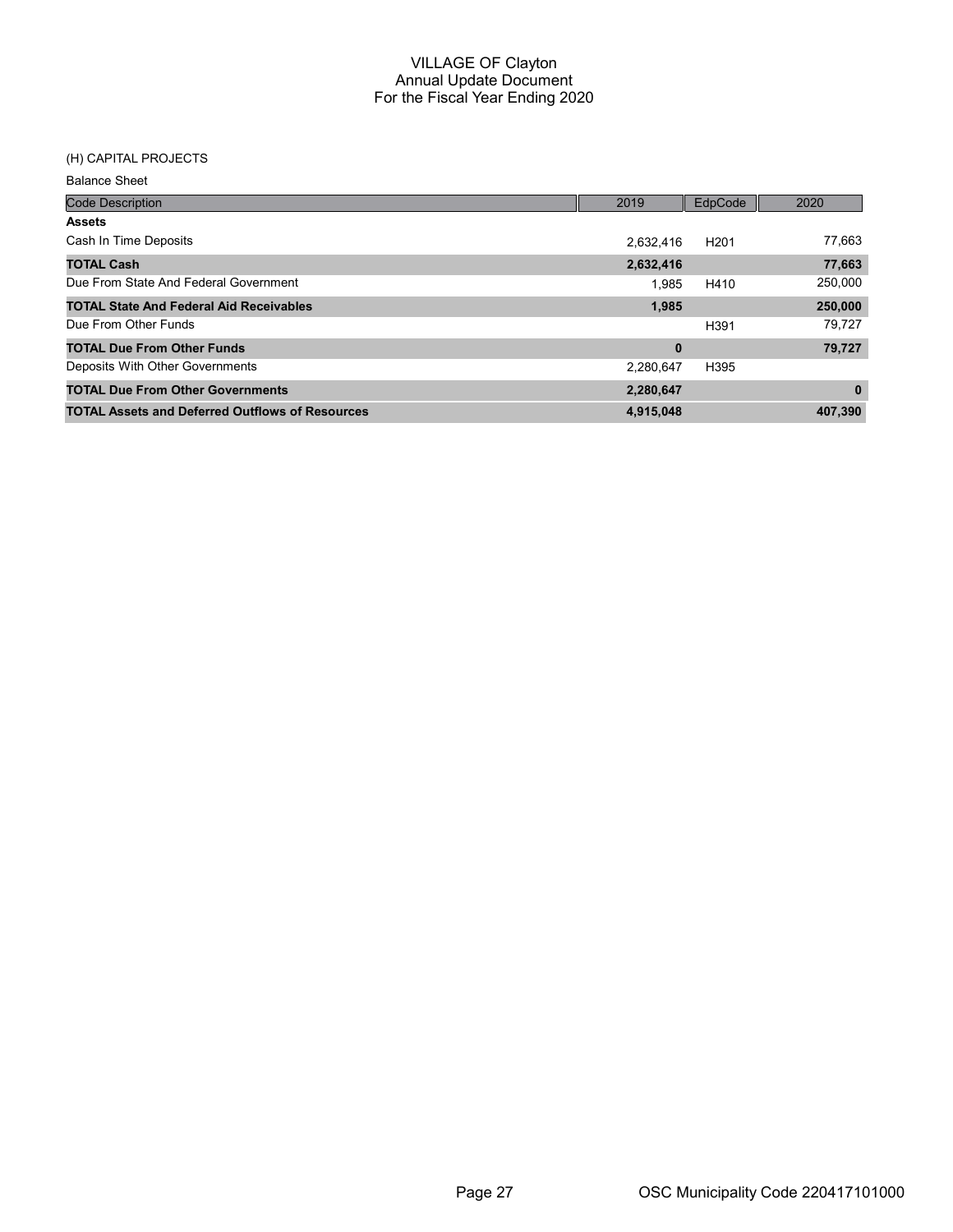# VILLAGE OF Clayton
## Annual Update Document
## For the Fiscal Year Ending 2020

(H) CAPITAL PROJECTS

Balance Sheet

| Code Description | 2019 | EdpCode | 2020 |
|---|---|---|---|
| **Assets** | | | |
| Cash In Time Deposits | 2,632,416 | H201 | 77,663 |
| **TOTAL Cash** | **2,632,416** | | **77,663** |
| Due From State And Federal Government | 1,985 | H410 | 250,000 |
| **TOTAL State And Federal Aid Receivables** | **1,985** | | **250,000** |
| Due From Other Funds | | H391 | 79,727 |
| **TOTAL Due From Other Funds** | **0** | | **79,727** |
| Deposits With Other Governments | 2,280,647 | H395 | |
| **TOTAL Due From Other Governments** | **2,280,647** | | **0** |
| **TOTAL Assets and Deferred Outflows of Resources** | **4,915,048** | | **407,390** |

OSC Municipality Code 220417101000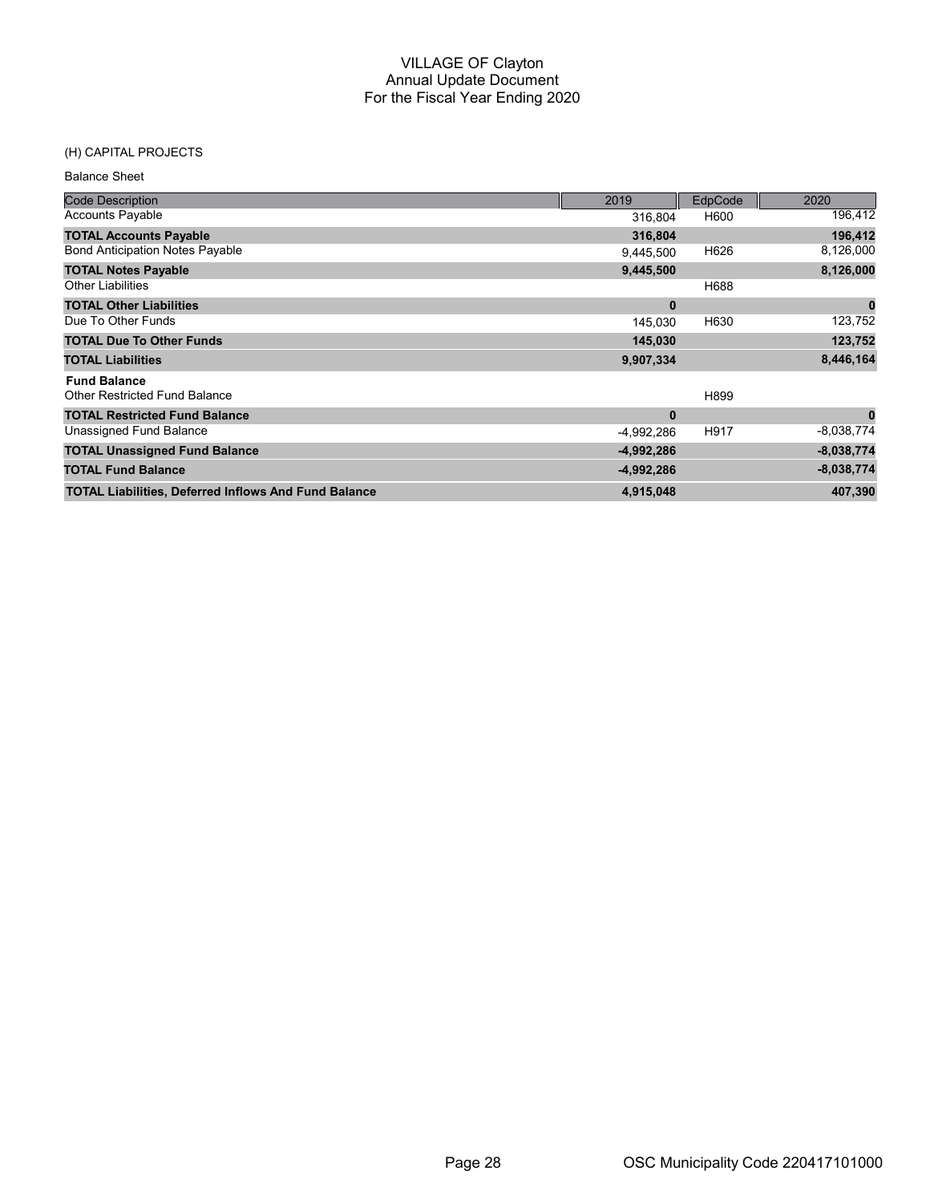# VILLAGE OF Clayton
## Annual Update Document
## For the Fiscal Year Ending 2020

(H) CAPITAL PROJECTS

Balance Sheet

| Code Description | 2019 | EdpCode | 2020 |
|---|---|---|---|
| Accounts Payable | 316,804 | H600 | 196,412 |
| **TOTAL Accounts Payable** | **316,804** | | **196,412** |
| Bond Anticipation Notes Payable | 9,445,500 | H626 | 8,126,000 |
| **TOTAL Notes Payable** | **9,445,500** | | **8,126,000** |
| Other Liabilities | | H688 | |
| **TOTAL Other Liabilities** | **0** | | **0** |
| Due To Other Funds | 145,030 | H630 | 123,752 |
| **TOTAL Due To Other Funds** | **145,030** | | **123,752** |
| **TOTAL Liabilities** | **9,907,334** | | **8,446,164** |
| **Fund Balance** | | | |
| Other Restricted Fund Balance | | H899 | |
| **TOTAL Restricted Fund Balance** | **0** | | **0** |
| Unassigned Fund Balance | -4,992,286 | H917 | -8,038,774 |
| **TOTAL Unassigned Fund Balance** | **-4,992,286** | | **-8,038,774** |
| **TOTAL Fund Balance** | **-4,992,286** | | **-8,038,774** |
| **TOTAL Liabilities, Deferred Inflows And Fund Balance** | **4,915,048** | | **407,390** |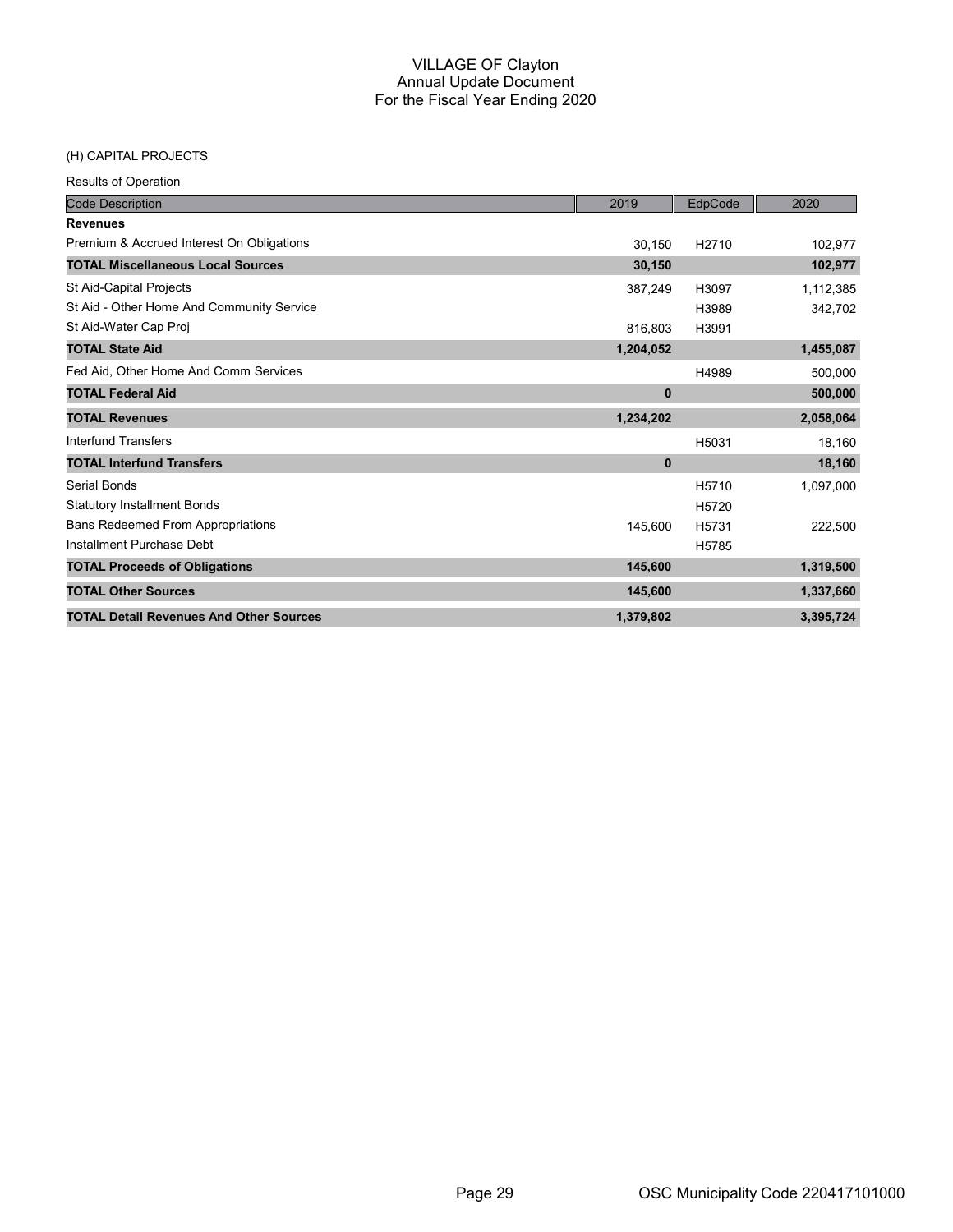# VILLAGE OF Clayton
## Annual Update Document
## For the Fiscal Year Ending 2020

(H) CAPITAL PROJECTS

Results of Operation

| Code Description | 2019 | EdpCode | 2020 |
|---|---|---|---|
| **Revenues** | | | |
| Premium & Accrued Interest On Obligations | 30,150 | H2710 | 102,977 |
| **TOTAL Miscellaneous Local Sources** | **30,150** | | **102,977** |
| St Aid-Capital Projects | 387,249 | H3097 | 1,112,385 |
| St Aid - Other Home And Community Service | | H3989 | 342,702 |
| St Aid-Water Cap Proj | 816,803 | H3991 | |
| **TOTAL State Aid** | **1,204,052** | | **1,455,087** |
| Fed Aid, Other Home And Comm Services | | H4989 | 500,000 |
| **TOTAL Federal Aid** | **0** | | **500,000** |
| **TOTAL Revenues** | **1,234,202** | | **2,058,064** |
| Interfund Transfers | | H5031 | 18,160 |
| **TOTAL Interfund Transfers** | **0** | | **18,160** |
| Serial Bonds | | H5710 | 1,097,000 |
| Statutory Installment Bonds | | H5720 | |
| Bans Redeemed From Appropriations | 145,600 | H5731 | 222,500 |
| Installment Purchase Debt | | H5785 | |
| **TOTAL Proceeds of Obligations** | **145,600** | | **1,319,500** |
| **TOTAL Other Sources** | **145,600** | | **1,337,660** |
| **TOTAL Detail Revenues And Other Sources** | **1,379,802** | | **3,395,724** |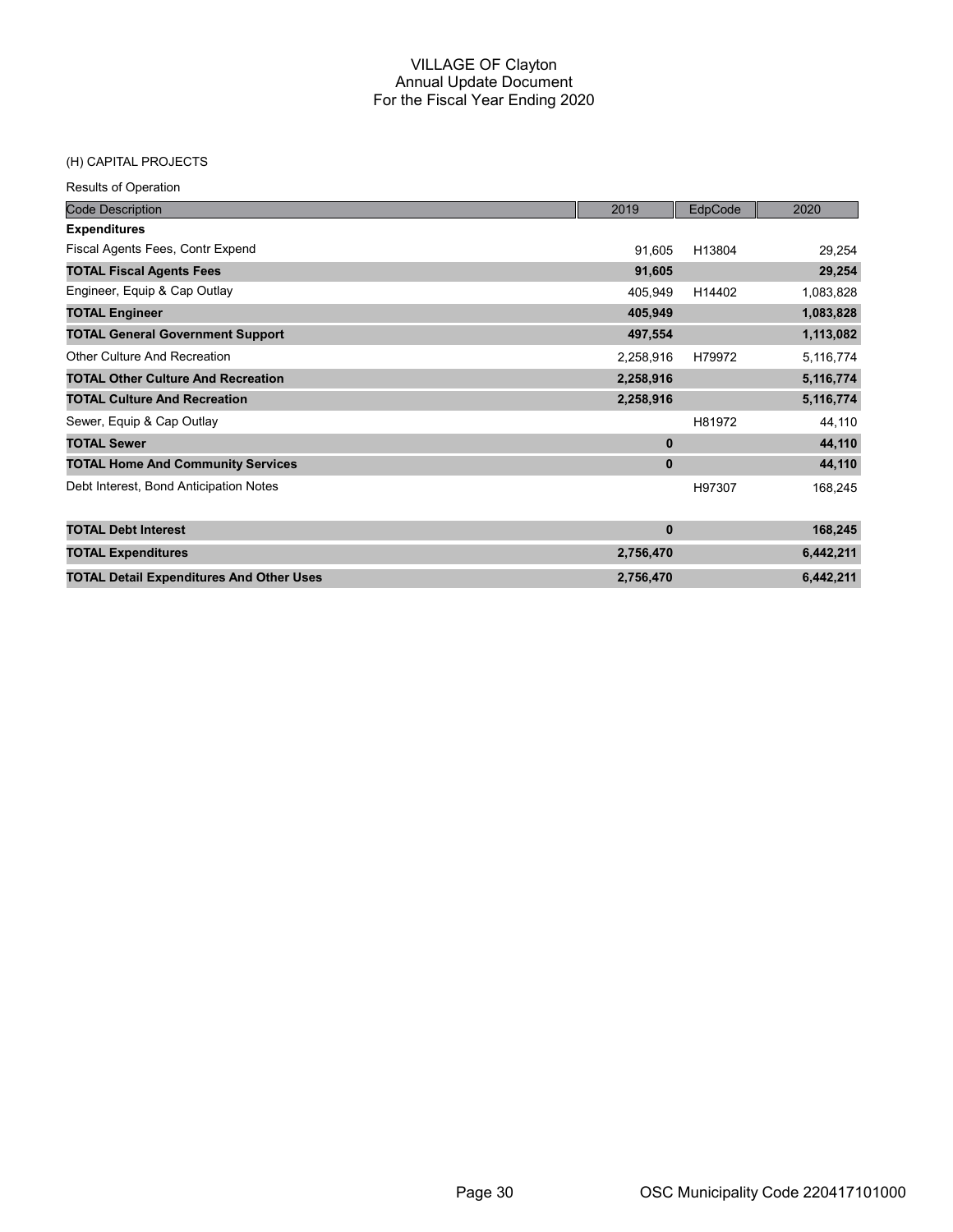# VILLAGE OF Clayton
## Annual Update Document
## For the Fiscal Year Ending 2020

(H) CAPITAL PROJECTS

Results of Operation

| Code Description | 2019 | EdpCode | 2020 |
|---|---|---|---|
| **Expenditures** | | | |
| Fiscal Agents Fees, Contr Expend | 91,605 | H13804 | 29,254 |
| **TOTAL Fiscal Agents Fees** | **91,605** | | **29,254** |
| Engineer, Equip & Cap Outlay | 405,949 | H14402 | 1,083,828 |
| **TOTAL Engineer** | **405,949** | | **1,083,828** |
| **TOTAL General Government Support** | **497,554** | | **1,113,082** |
| Other Culture And Recreation | 2,258,916 | H79972 | 5,116,774 |
| **TOTAL Other Culture And Recreation** | **2,258,916** | | **5,116,774** |
| **TOTAL Culture And Recreation** | **2,258,916** | | **5,116,774** |
| Sewer, Equip & Cap Outlay | | H81972 | 44,110 |
| **TOTAL Sewer** | **0** | | **44,110** |
| **TOTAL Home And Community Services** | **0** | | **44,110** |
| Debt Interest, Bond Anticipation Notes | | H97307 | 168,245 |
| **TOTAL Debt Interest** | **0** | | **168,245** |
| **TOTAL Expenditures** | **2,756,470** | | **6,442,211** |
| **TOTAL Detail Expenditures And Other Uses** | **2,756,470** | | **6,442,211** |

OSC Municipality Code 220417101000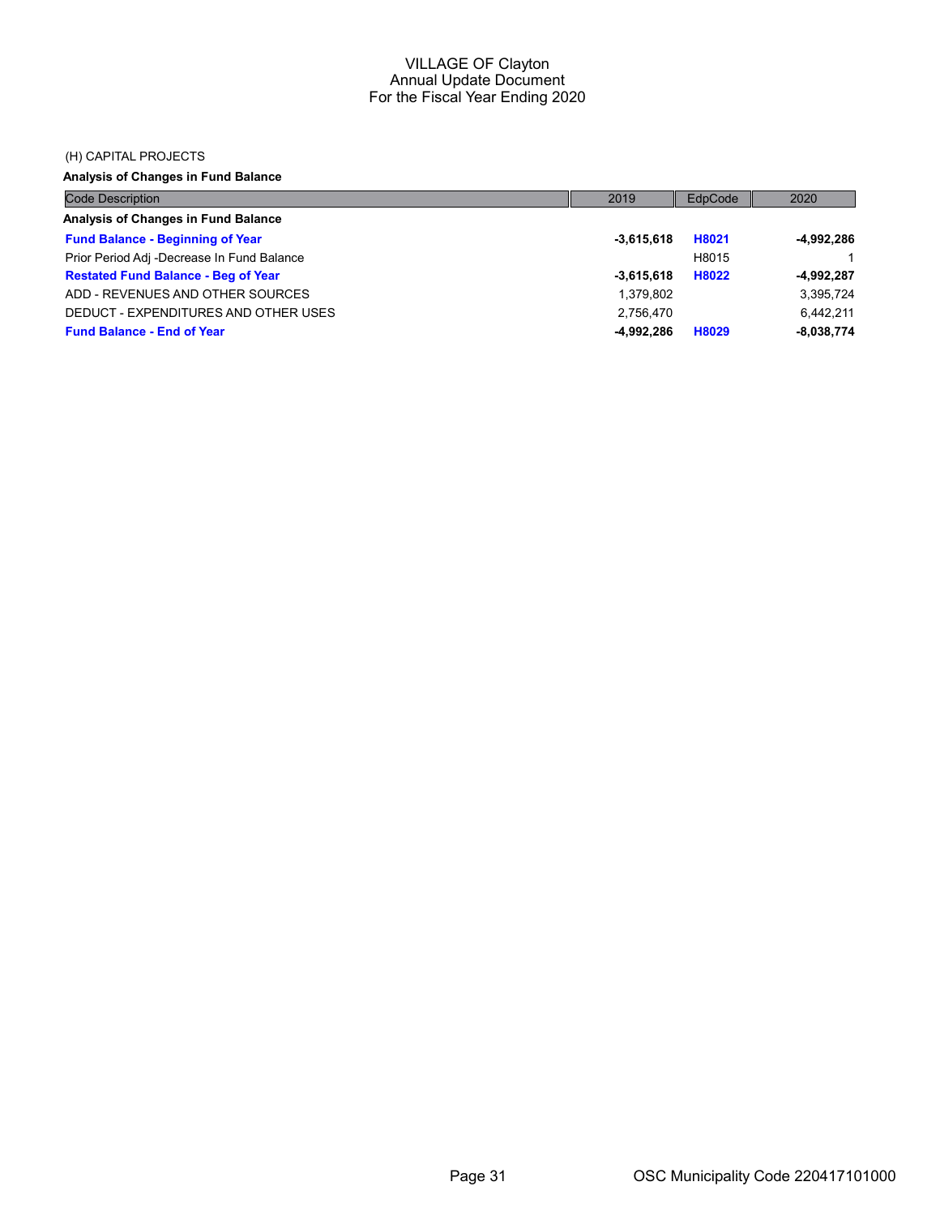VILLAGE OF Clayton
Annual Update Document
For the Fiscal Year Ending 2020

(H) CAPITAL PROJECTS

**Analysis of Changes in Fund Balance**

| Code Description | 2019 | EdpCode | 2020 |
|---|---|---|---|
| **Analysis of Changes in Fund Balance** | | | |
| **Fund Balance - Beginning of Year** | **-3,615,618** | **H8021** | **-4,992,286** |
| Prior Period Adj -Decrease In Fund Balance | | H8015 | 1 |
| **Restated Fund Balance - Beg of Year** | **-3,615,618** | **H8022** | **-4,992,287** |
| ADD - REVENUES AND OTHER SOURCES | 1,379,802 | | 3,395,724 |
| DEDUCT - EXPENDITURES AND OTHER USES | 2,756,470 | | 6,442,211 |
| **Fund Balance - End of Year** | **-4,992,286** | **H8029** | **-8,038,774** |

OSC Municipality Code 220417101000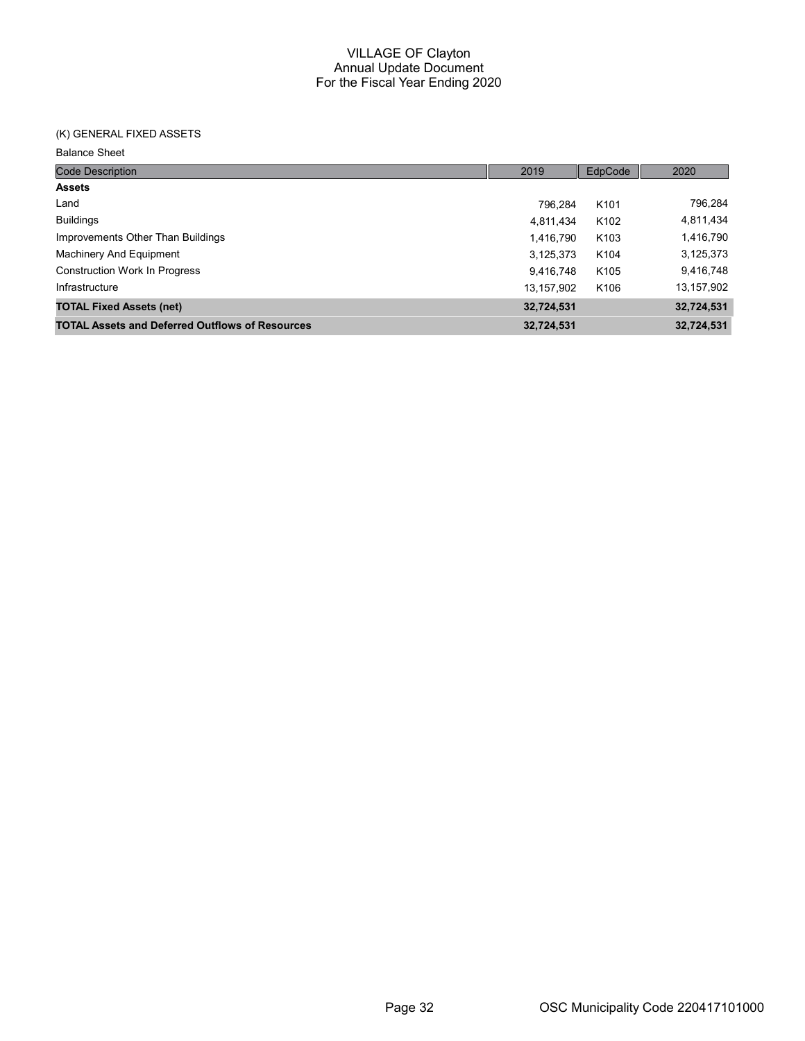(K) GENERAL FIXED ASSETS

Balance Sheet

| Code Description | 2019 | EdpCode | 2020 |
|---|---|---|---|
| **Assets** | | | |
| Land | 796,284 | K101 | 796,284 |
| Buildings | 4,811,434 | K102 | 4,811,434 |
| Improvements Other Than Buildings | 1,416,790 | K103 | 1,416,790 |
| Machinery And Equipment | 3,125,373 | K104 | 3,125,373 |
| Construction Work In Progress | 9,416,748 | K105 | 9,416,748 |
| Infrastructure | 13,157,902 | K106 | 13,157,902 |
| **TOTAL Fixed Assets (net)** | **32,724,531** | | **32,724,531** |
| **TOTAL Assets and Deferred Outflows of Resources** | **32,724,531** | | **32,724,531** |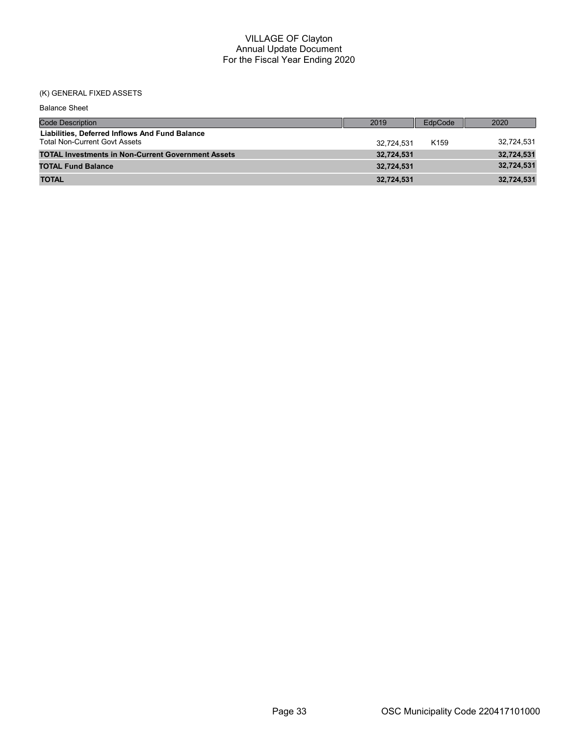# VILLAGE OF Clayton
## Annual Update Document
## For the Fiscal Year Ending 2020

(K) GENERAL FIXED ASSETS

Balance Sheet

| Code Description | 2019 | EdpCode | 2020 |
|---|---|---|---|
| **Liabilities, Deferred Inflows And Fund Balance** | | | |
| Total Non-Current Govt Assets | 32,724,531 | K159 | 32,724,531 |
| **TOTAL Investments in Non-Current Government Assets** | **32,724,531** | | **32,724,531** |
| **TOTAL Fund Balance** | **32,724,531** | | **32,724,531** |
| **TOTAL** | **32,724,531** | | **32,724,531** |

OSC Municipality Code 220417101000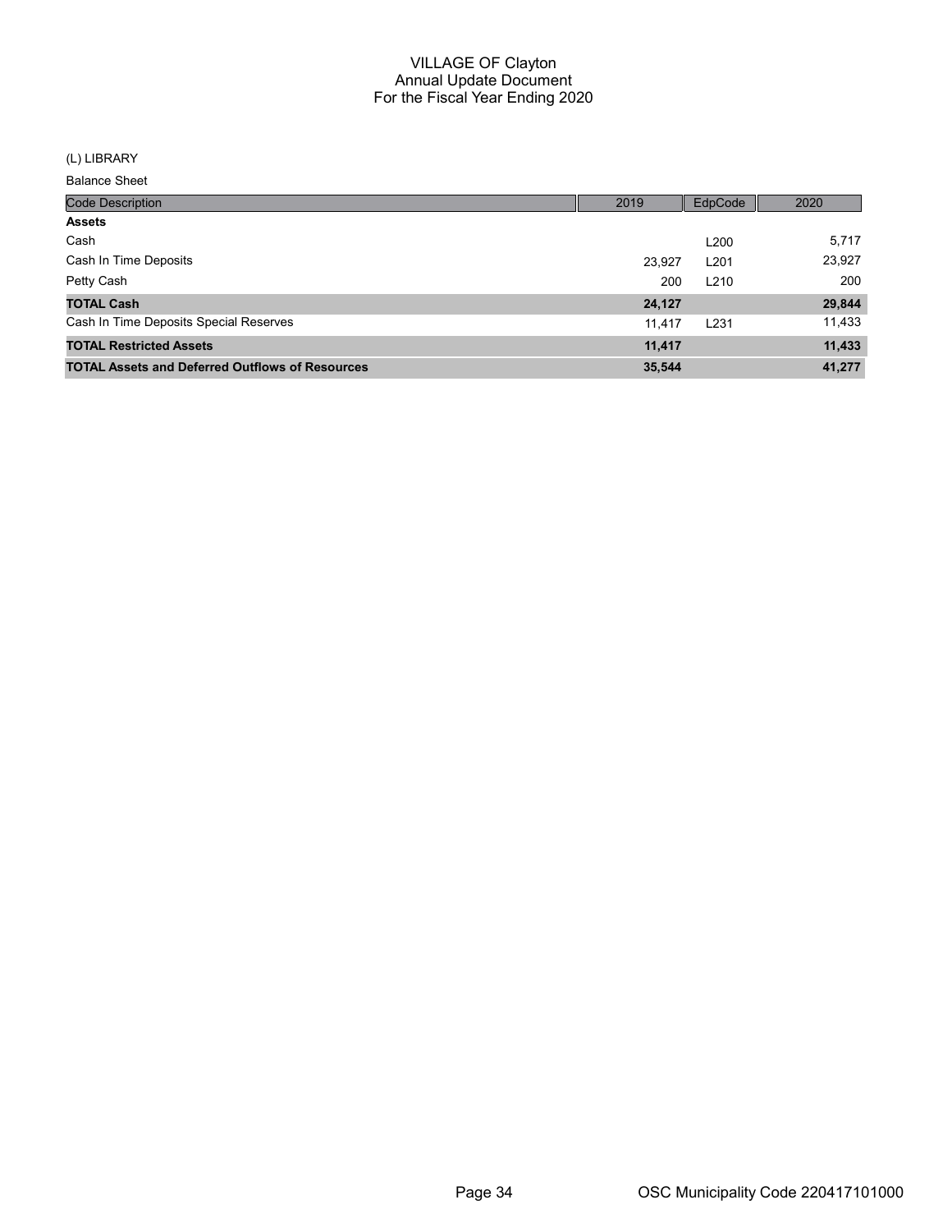# VILLAGE OF Clayton
## Annual Update Document
## For the Fiscal Year Ending 2020

(L) LIBRARY

Balance Sheet

| Code Description | 2019 | EdpCode | 2020 |
|---|---|---|---|
| **Assets** | | | |
| Cash | | L200 | 5,717 |
| Cash In Time Deposits | 23,927 | L201 | 23,927 |
| Petty Cash | 200 | L210 | 200 |
| **TOTAL Cash** | **24,127** | | **29,844** |
| Cash In Time Deposits Special Reserves | 11,417 | L231 | 11,433 |
| **TOTAL Restricted Assets** | **11,417** | | **11,433** |
| **TOTAL Assets and Deferred Outflows of Resources** | **35,544** | | **41,277** |

OSC Municipality Code 220417101000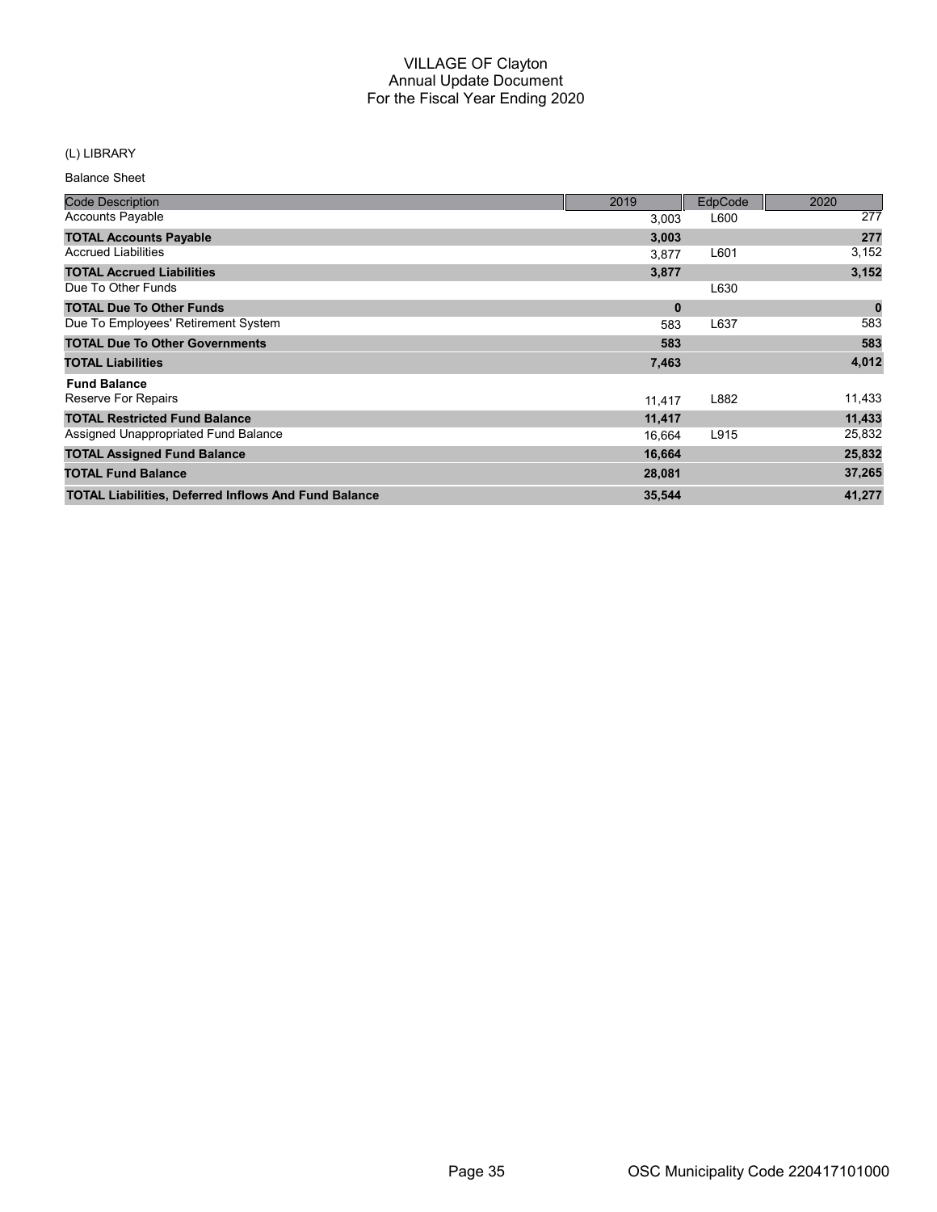# VILLAGE OF Clayton
## Annual Update Document
## For the Fiscal Year Ending 2020

(L) LIBRARY

Balance Sheet

| Code Description | 2019 | EdpCode | 2020 |
|---|---|---|---|
| Accounts Payable | 3,003 | L600 | 277 |
| **TOTAL Accounts Payable** | **3,003** | | **277** |
| Accrued Liabilities | 3,877 | L601 | 3,152 |
| **TOTAL Accrued Liabilities** | **3,877** | | **3,152** |
| Due To Other Funds | | L630 | |
| **TOTAL Due To Other Funds** | **0** | | **0** |
| Due To Employees' Retirement System | 583 | L637 | 583 |
| **TOTAL Due To Other Governments** | **583** | | **583** |
| **TOTAL Liabilities** | **7,463** | | **4,012** |
| **Fund Balance** | | | |
| Reserve For Repairs | 11,417 | L882 | 11,433 |
| **TOTAL Restricted Fund Balance** | **11,417** | | **11,433** |
| Assigned Unappropriated Fund Balance | 16,664 | L915 | 25,832 |
| **TOTAL Assigned Fund Balance** | **16,664** | | **25,832** |
| **TOTAL Fund Balance** | **28,081** | | **37,265** |
| **TOTAL Liabilities, Deferred Inflows And Fund Balance** | **35,544** | | **41,277** |

OSC Municipality Code 220417101000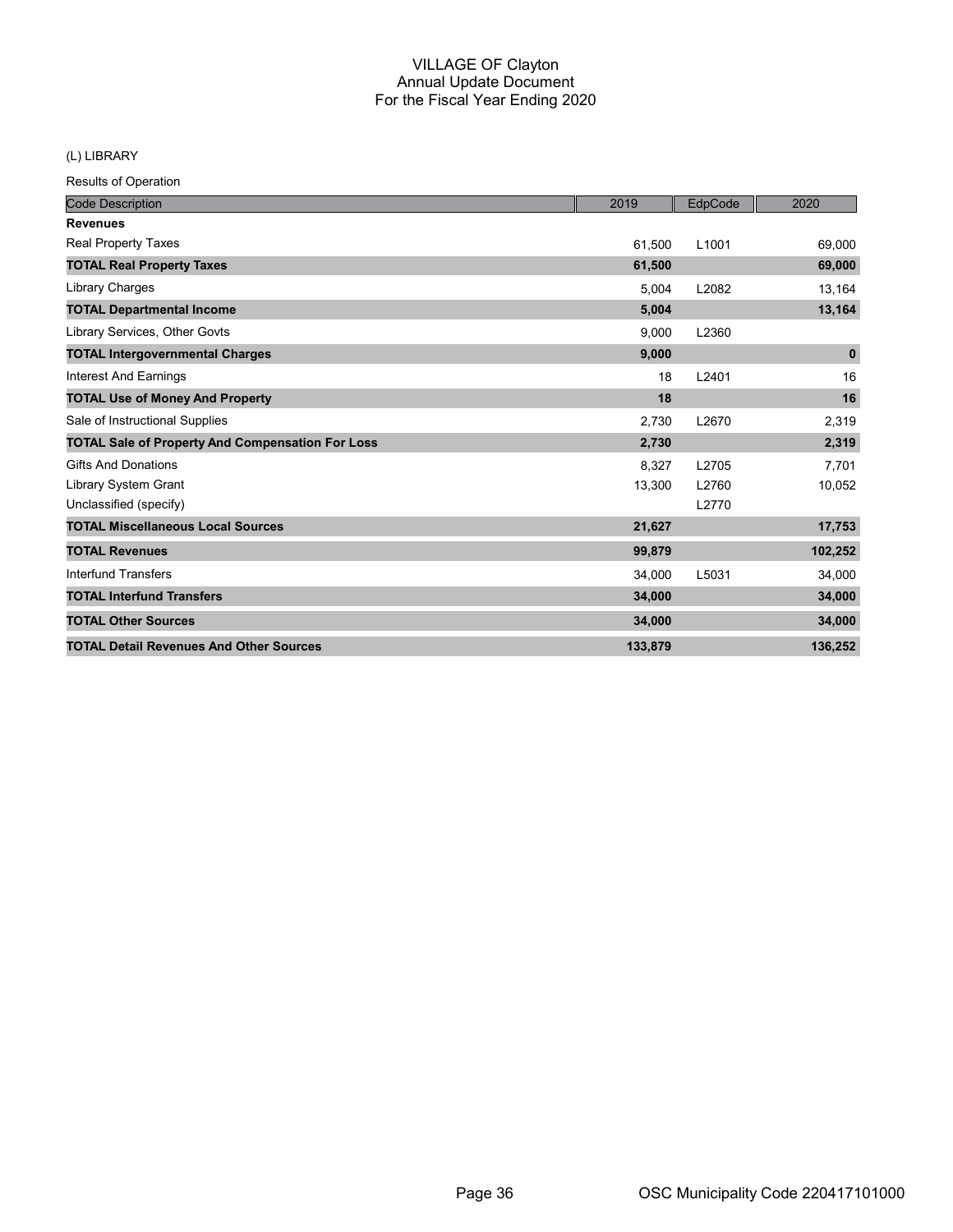# VILLAGE OF Clayton
## Annual Update Document
## For the Fiscal Year Ending 2020

(L) LIBRARY

Results of Operation

| Code Description | 2019 | EdpCode | 2020 |
|---|---|---|---|
| **Revenues** | | | |
| Real Property Taxes | 61,500 | L1001 | 69,000 |
| **TOTAL Real Property Taxes** | **61,500** | | **69,000** |
| Library Charges | 5,004 | L2082 | 13,164 |
| **TOTAL Departmental Income** | **5,004** | | **13,164** |
| Library Services, Other Govts | 9,000 | L2360 | |
| **TOTAL Intergovernmental Charges** | **9,000** | | **0** |
| Interest And Earnings | 18 | L2401 | 16 |
| **TOTAL Use of Money And Property** | **18** | | **16** |
| Sale of Instructional Supplies | 2,730 | L2670 | 2,319 |
| **TOTAL Sale of Property And Compensation For Loss** | **2,730** | | **2,319** |
| Gifts And Donations | 8,327 | L2705 | 7,701 |
| Library System Grant | 13,300 | L2760 | 10,052 |
| Unclassified (specify) | | L2770 | |
| **TOTAL Miscellaneous Local Sources** | **21,627** | | **17,753** |
| **TOTAL Revenues** | **99,879** | | **102,252** |
| Interfund Transfers | 34,000 | L5031 | 34,000 |
| **TOTAL Interfund Transfers** | **34,000** | | **34,000** |
| **TOTAL Other Sources** | **34,000** | | **34,000** |
| **TOTAL Detail Revenues And Other Sources** | **133,879** | | **136,252** |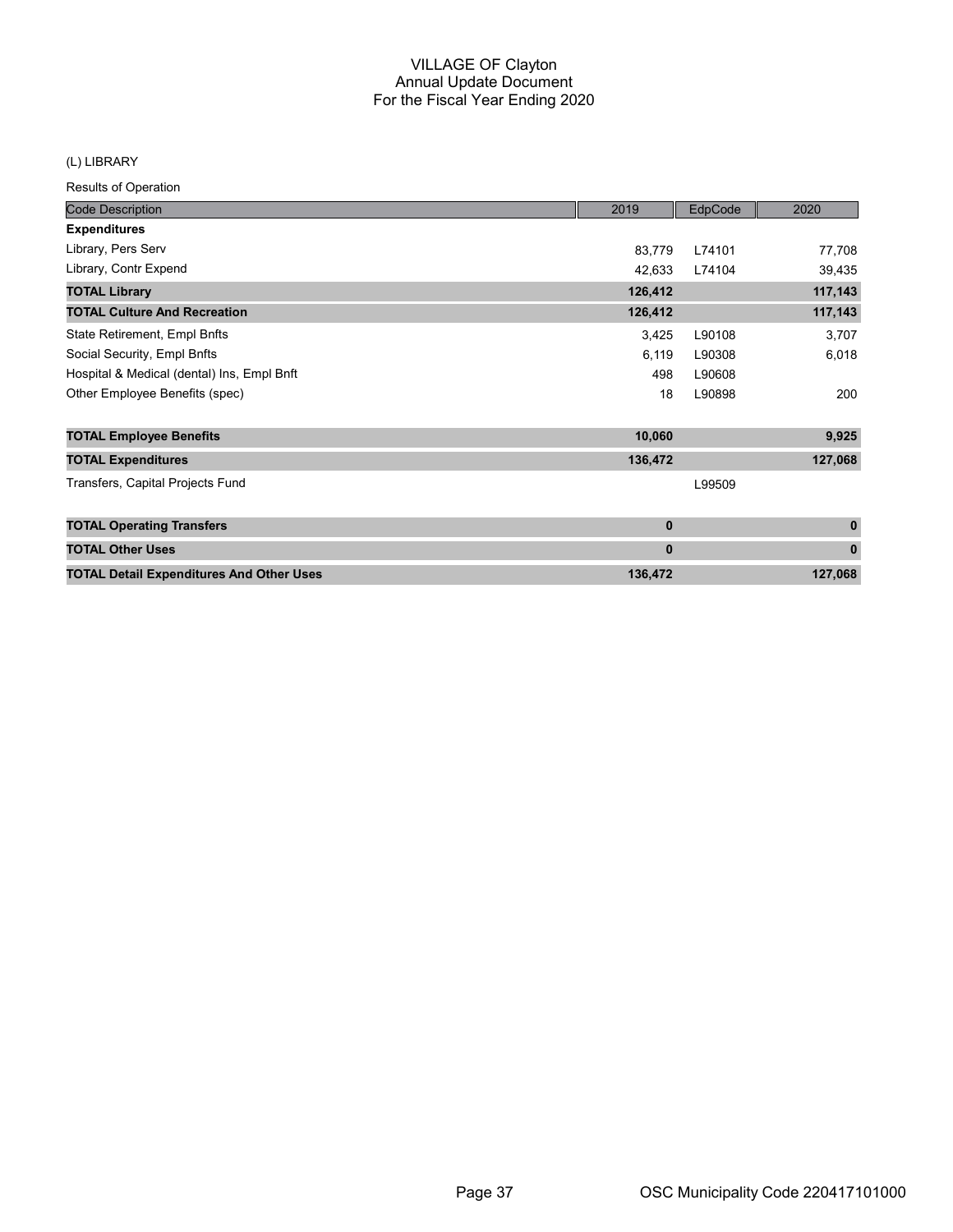# VILLAGE OF Clayton
## Annual Update Document
## For the Fiscal Year Ending 2020

(L) LIBRARY

Results of Operation

| Code Description | 2019 | EdpCode | 2020 |
|---|---|---|---|
| **Expenditures** | | | |
| Library, Pers Serv | 83,779 | L74101 | 77,708 |
| Library, Contr Expend | 42,633 | L74104 | 39,435 |
| **TOTAL Library** | **126,412** | | **117,143** |
| **TOTAL Culture And Recreation** | **126,412** | | **117,143** |
| State Retirement, Empl Bnfts | 3,425 | L90108 | 3,707 |
| Social Security, Empl Bnfts | 6,119 | L90308 | 6,018 |
| Hospital & Medical (dental) Ins, Empl Bnft | 498 | L90608 | |
| Other Employee Benefits (spec) | 18 | L90898 | 200 |
| **TOTAL Employee Benefits** | **10,060** | | **9,925** |
| **TOTAL Expenditures** | **136,472** | | **127,068** |
| Transfers, Capital Projects Fund | | L99509 | |
| **TOTAL Operating Transfers** | **0** | | **0** |
| **TOTAL Other Uses** | **0** | | **0** |
| **TOTAL Detail Expenditures And Other Uses** | **136,472** | | **127,068** |

OSC Municipality Code 220417101000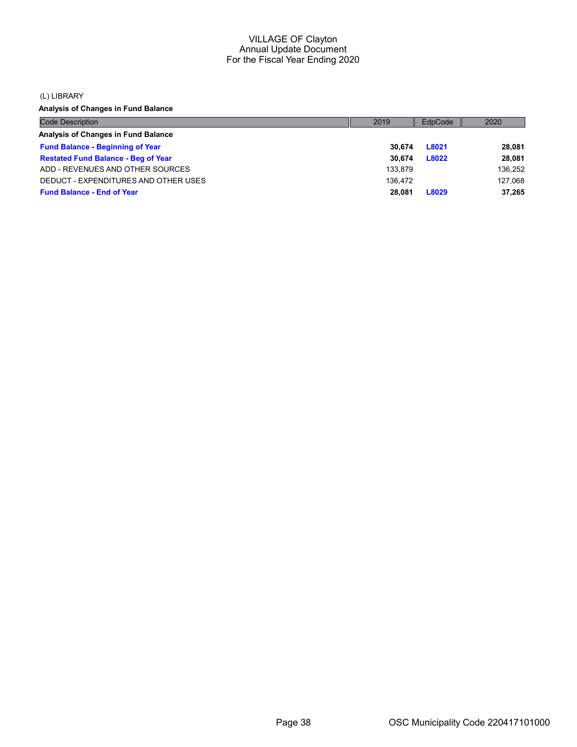VILLAGE OF Clayton
Annual Update Document
For the Fiscal Year Ending 2020

(L) LIBRARY

**Analysis of Changes in Fund Balance**

| Code Description | 2019 | EdpCode | 2020 |
|---|---|---|---|
| **Analysis of Changes in Fund Balance** | | | |
| **Fund Balance - Beginning of Year** | **30,674** | **L8021** | **28,081** |
| **Restated Fund Balance - Beg of Year** | **30,674** | **L8022** | **28,081** |
| ADD - REVENUES AND OTHER SOURCES | 133,879 | | 136,252 |
| DEDUCT - EXPENDITURES AND OTHER USES | 136,472 | | 127,068 |
| **Fund Balance - End of Year** | **28,081** | **L8029** | **37,265** |

OSC Municipality Code 220417101000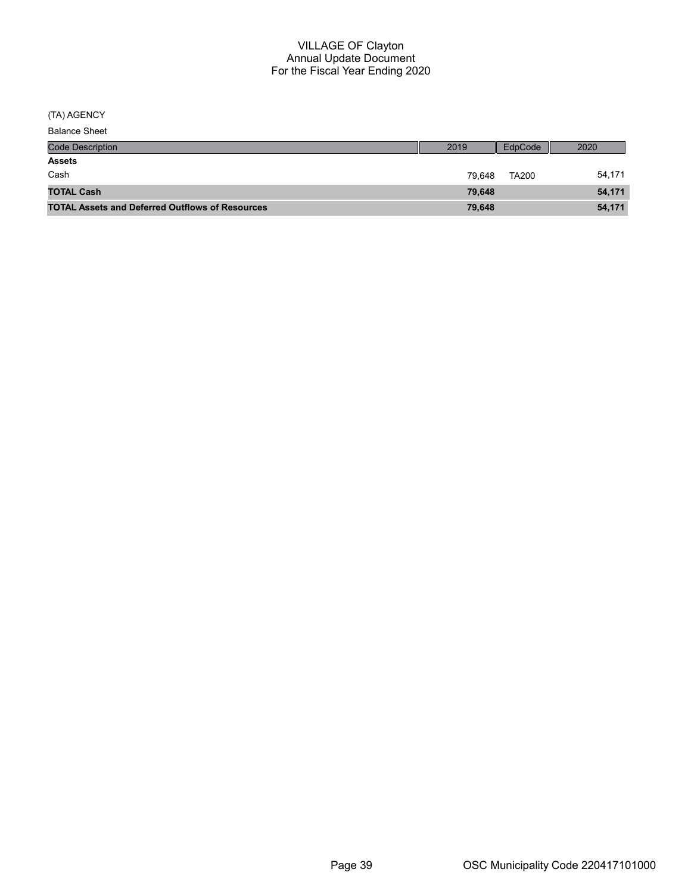# VILLAGE OF Clayton
## Annual Update Document
## For the Fiscal Year Ending 2020

(TA) AGENCY

Balance Sheet

| Code Description | 2019 | EdpCode | 2020 |
|---|---|---|---|
| **Assets** | | | |
| Cash | 79,648 | TA200 | 54,171 |
| **TOTAL Cash** | **79,648** | | **54,171** |
| **TOTAL Assets and Deferred Outflows of Resources** | **79,648** | | **54,171** |

OSC Municipality Code 220417101000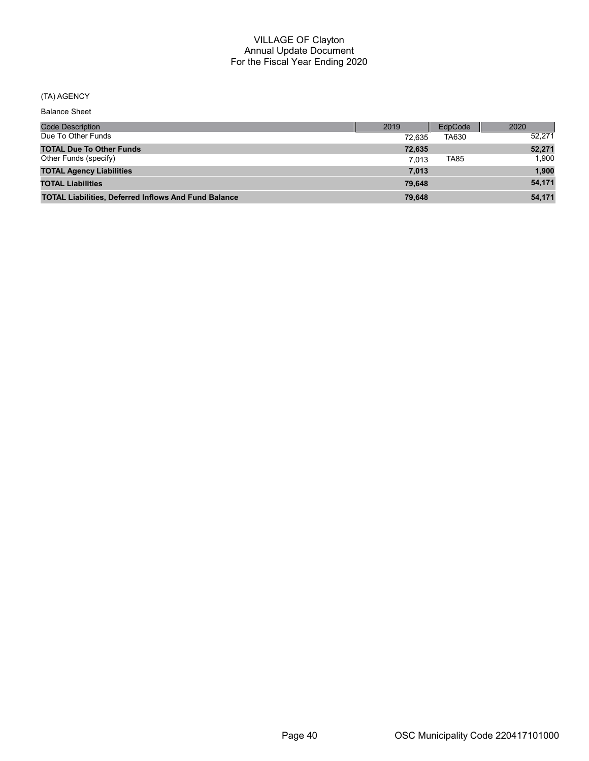# VILLAGE OF Clayton
## Annual Update Document
## For the Fiscal Year Ending 2020

(TA) AGENCY

Balance Sheet

| Code Description | 2019 | EdpCode | 2020 |
|---|---|---|---|
| Due To Other Funds | 72,635 | TA630 | 52,271 |
| **TOTAL Due To Other Funds** | **72,635** | | **52,271** |
| Other Funds (specify) | 7,013 | TA85 | 1,900 |
| **TOTAL Agency Liabilities** | **7,013** | | **1,900** |
| **TOTAL Liabilities** | **79,648** | | **54,171** |
| **TOTAL Liabilities, Deferred Inflows And Fund Balance** | **79,648** | | **54,171** |

OSC Municipality Code 220417101000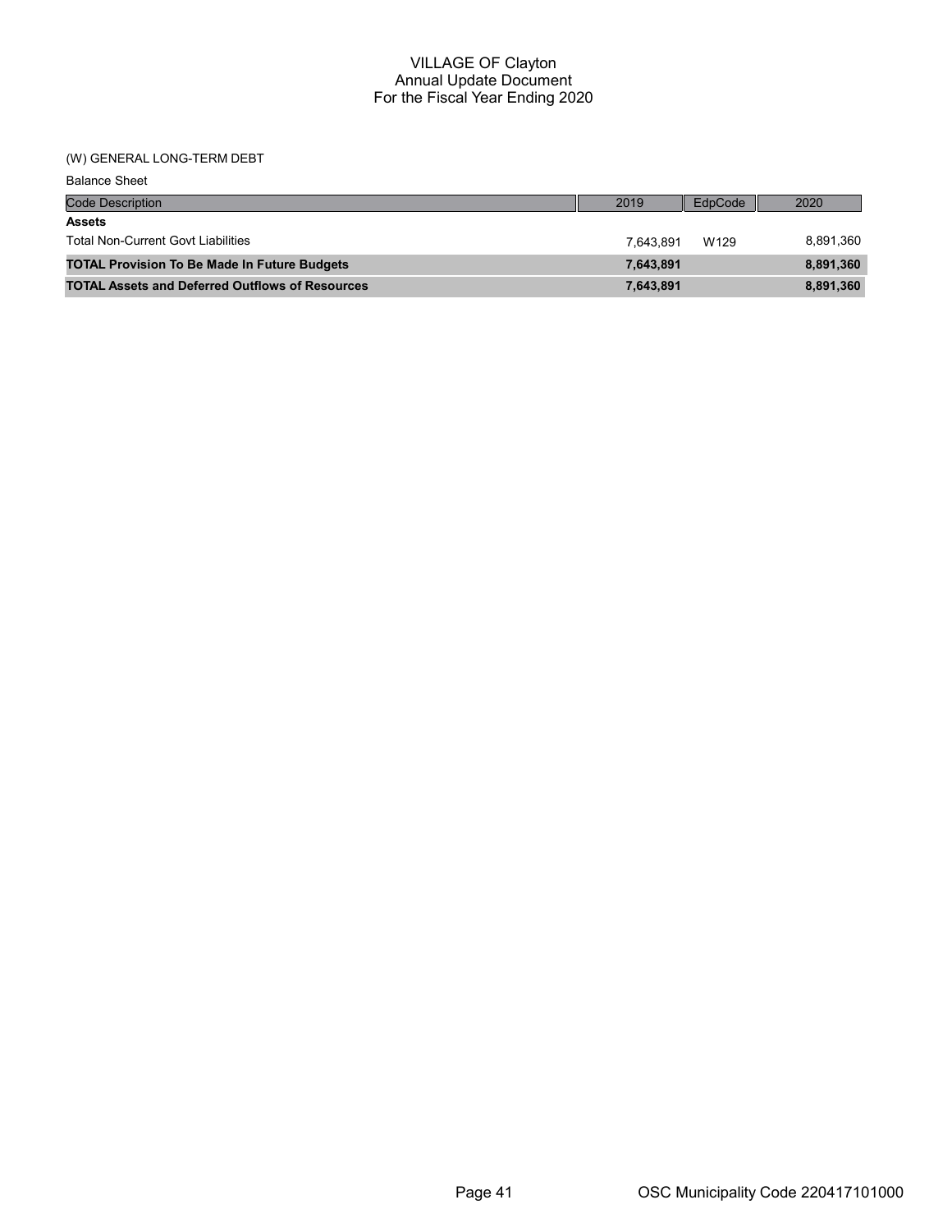# VILLAGE OF Clayton
## Annual Update Document
## For the Fiscal Year Ending 2020

(W) GENERAL LONG-TERM DEBT

Balance Sheet

| Code Description | 2019 | EdpCode | 2020 |
|---|---|---|---|
| **Assets** | | | |
| Total Non-Current Govt Liabilities | 7,643,891 | W129 | 8,891,360 |
| **TOTAL Provision To Be Made In Future Budgets** | **7,643,891** | | **8,891,360** |
| **TOTAL Assets and Deferred Outflows of Resources** | **7,643,891** | | **8,891,360** |

OSC Municipality Code 220417101000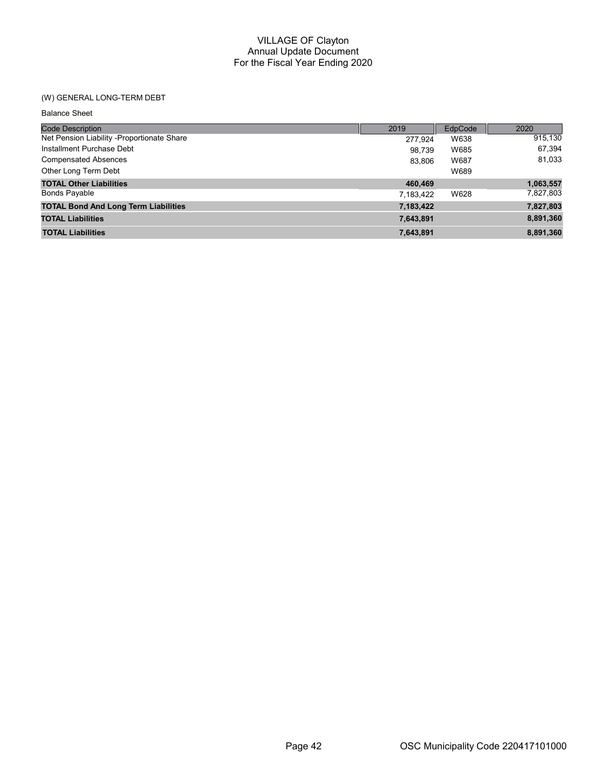# VILLAGE OF Clayton
## Annual Update Document
## For the Fiscal Year Ending 2020

(W) GENERAL LONG-TERM DEBT

Balance Sheet

| Code Description | 2019 | EdpCode | 2020 |
|---|---|---|---|
| Net Pension Liability -Proportionate Share | 277,924 | W638 | 915,130 |
| Installment Purchase Debt | 98,739 | W685 | 67,394 |
| Compensated Absences | 83,806 | W687 | 81,033 |
| Other Long Term Debt | | W689 | |
| **TOTAL Other Liabilities** | **460,469** | | **1,063,557** |
| Bonds Payable | 7,183,422 | W628 | 7,827,803 |
| **TOTAL Bond And Long Term Liabilities** | **7,183,422** | | **7,827,803** |
| **TOTAL Liabilities** | **7,643,891** | | **8,891,360** |
| **TOTAL Liabilities** | **7,643,891** | | **8,891,360** |

OSC Municipality Code 220417101000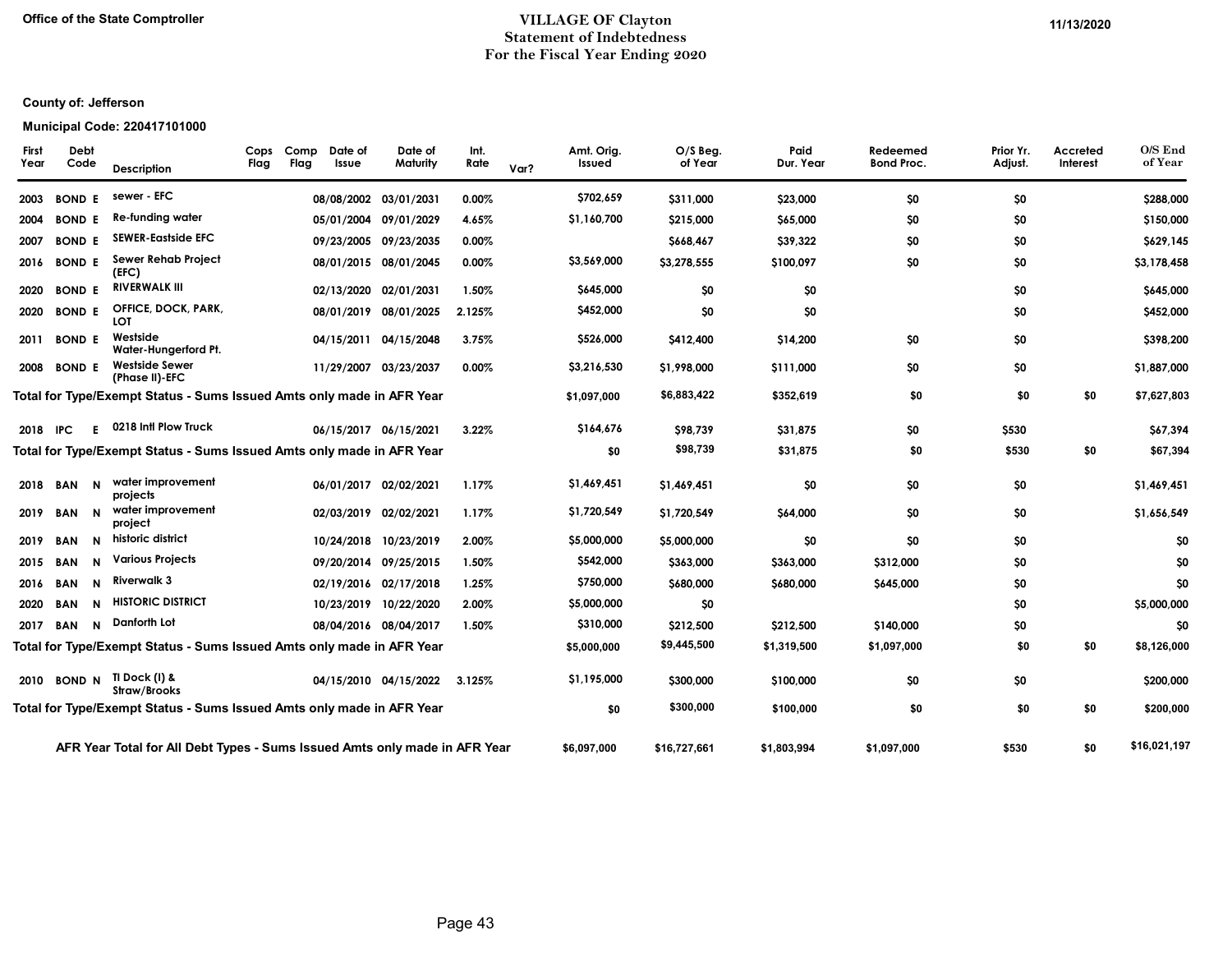Office of the State Comptroller

# VILLAGE OF Clayton
## Statement of Indebtedness
## For the Fiscal Year Ending 2020

11/13/2020

**County of: Jefferson**

**Municipal Code: 220417101000**

| First Year | Debt Code | | Description | Cops Flag | Comp Flag | Date of Issue | Date of Maturity | Int. Rate | Var? | Amt. Orig. Issued | O/S Beg. of Year | Paid Dur. Year | Redeemed Bond Proc. | Prior Yr. Adjust. | Accreted Interest | O/S End of Year |
|---|---|---|---|---|---|---|---|---|---|---|---|---|---|---|---|---|
| 2003 | BOND | E | sewer - EFC | | | 08/08/2002 | 03/01/2031 | 0.00% | | $702,659 | $311,000 | $23,000 | $0 | $0 | | $288,000 |
| 2004 | BOND | E | Re-funding water | | | 05/01/2004 | 09/01/2029 | 4.65% | | $1,160,700 | $215,000 | $65,000 | $0 | $0 | | $150,000 |
| 2007 | BOND | E | SEWER-Eastside EFC | | | 09/23/2005 | 09/23/2035 | 0.00% | | | $668,467 | $39,322 | $0 | $0 | | $629,145 |
| 2016 | BOND | E | Sewer Rehab Project (EFC) | | | 08/01/2015 | 08/01/2045 | 0.00% | | $3,569,000 | $3,278,555 | $100,097 | $0 | $0 | | $3,178,458 |
| 2020 | BOND | E | RIVERWALK III | | | 02/13/2020 | 02/01/2031 | 1.50% | | $645,000 | $0 | $0 | | $0 | | $645,000 |
| 2020 | BOND | E | OFFICE, DOCK, PARK, LOT | | | 08/01/2019 | 08/01/2025 | 2.125% | | $452,000 | $0 | $0 | | $0 | | $452,000 |
| 2011 | BOND | E | Westside Water-Hungerford Pt. | | | 04/15/2011 | 04/15/2048 | 3.75% | | $526,000 | $412,400 | $14,200 | $0 | $0 | | $398,200 |
| 2008 | BOND | E | Westside Sewer (Phase II)-EFC | | | 11/29/2007 | 03/23/2037 | 0.00% | | $3,216,530 | $1,998,000 | $111,000 | $0 | $0 | | $1,887,000 |
| **Total for Type/Exempt Status - Sums Issued Amts only made in AFR Year** | | | | | | | | | | $1,097,000 | $6,883,422 | $352,619 | $0 | $0 | $0 | $7,627,803 |
| 2018 | IPC | E | 0218 Intl Plow Truck | | | 06/15/2017 | 06/15/2021 | 3.22% | | $164,676 | $98,739 | $31,875 | $0 | $530 | | $67,394 |
| **Total for Type/Exempt Status - Sums Issued Amts only made in AFR Year** | | | | | | | | | | $0 | $98,739 | $31,875 | $0 | $530 | $0 | $67,394 |
| 2018 | BAN | N | water improvement projects | | | 06/01/2017 | 02/02/2021 | 1.17% | | $1,469,451 | $1,469,451 | $0 | $0 | $0 | | $1,469,451 |
| 2019 | BAN | N | water improvement project | | | 02/03/2019 | 02/02/2021 | 1.17% | | $1,720,549 | $1,720,549 | $64,000 | $0 | $0 | | $1,656,549 |
| 2019 | BAN | N | historic district | | | 10/24/2018 | 10/23/2019 | 2.00% | | $5,000,000 | $5,000,000 | $0 | $0 | $0 | | $0 |
| 2015 | BAN | N | Various Projects | | | 09/20/2014 | 09/25/2015 | 1.50% | | $542,000 | $363,000 | $363,000 | $312,000 | $0 | | $0 |
| 2016 | BAN | N | Riverwalk 3 | | | 02/19/2016 | 02/17/2018 | 1.25% | | $750,000 | $680,000 | $680,000 | $645,000 | $0 | | $0 |
| 2020 | BAN | N | HISTORIC DISTRICT | | | 10/23/2019 | 10/22/2020 | 2.00% | | $5,000,000 | $0 | | | $0 | | $5,000,000 |
| 2017 | BAN | N | Danforth Lot | | | 08/04/2016 | 08/04/2017 | 1.50% | | $310,000 | $212,500 | $212,500 | $140,000 | $0 | | $0 |
| **Total for Type/Exempt Status - Sums Issued Amts only made in AFR Year** | | | | | | | | | | $5,000,000 | $9,445,500 | $1,319,500 | $1,097,000 | $0 | $0 | $8,126,000 |
| 2010 | BOND | N | TI Dock (I) & Straw/Brooks | | | 04/15/2010 | 04/15/2022 | 3.125% | | $1,195,000 | $300,000 | $100,000 | $0 | $0 | | $200,000 |
| **Total for Type/Exempt Status - Sums Issued Amts only made in AFR Year** | | | | | | | | | | $0 | $300,000 | $100,000 | $0 | $0 | $0 | $200,000 |
| **AFR Year Total for All Debt Types - Sums Issued Amts only made in AFR Year** | | | | | | | | | | $6,097,000 | $16,727,661 | $1,803,994 | $1,097,000 | $530 | $0 | $16,021,197 |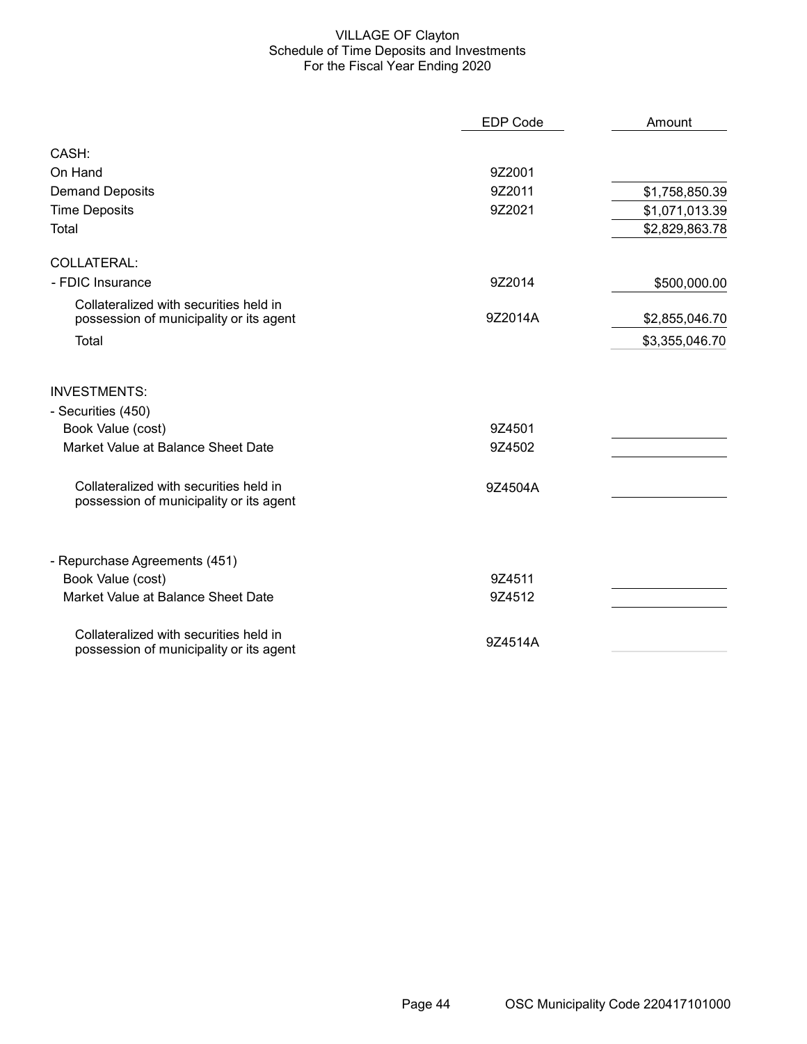# VILLAGE OF Clayton
## Schedule of Time Deposits and Investments
### For the Fiscal Year Ending 2020

| | EDP Code | Amount |
|---|---|---|
| **CASH:** | | |
| On Hand | 9Z2001 | |
| Demand Deposits | 9Z2011 | $1,758,850.39 |
| Time Deposits | 9Z2021 | $1,071,013.39 |
| Total | | $2,829,863.78 |
| **COLLATERAL:** | | |
| - FDIC Insurance | 9Z2014 | $500,000.00 |
| Collateralized with securities held in possession of municipality or its agent | 9Z2014A | $2,855,046.70 |
| Total | | $3,355,046.70 |
| **INVESTMENTS:** | | |
| - Securities (450) | | |
| Book Value (cost) | 9Z4501 | |
| Market Value at Balance Sheet Date | 9Z4502 | |
| Collateralized with securities held in possession of municipality or its agent | 9Z4504A | |
| - Repurchase Agreements (451) | | |
| Book Value (cost) | 9Z4511 | |
| Market Value at Balance Sheet Date | 9Z4512 | |
| Collateralized with securities held in possession of municipality or its agent | 9Z4514A | |

OSC Municipality Code 220417101000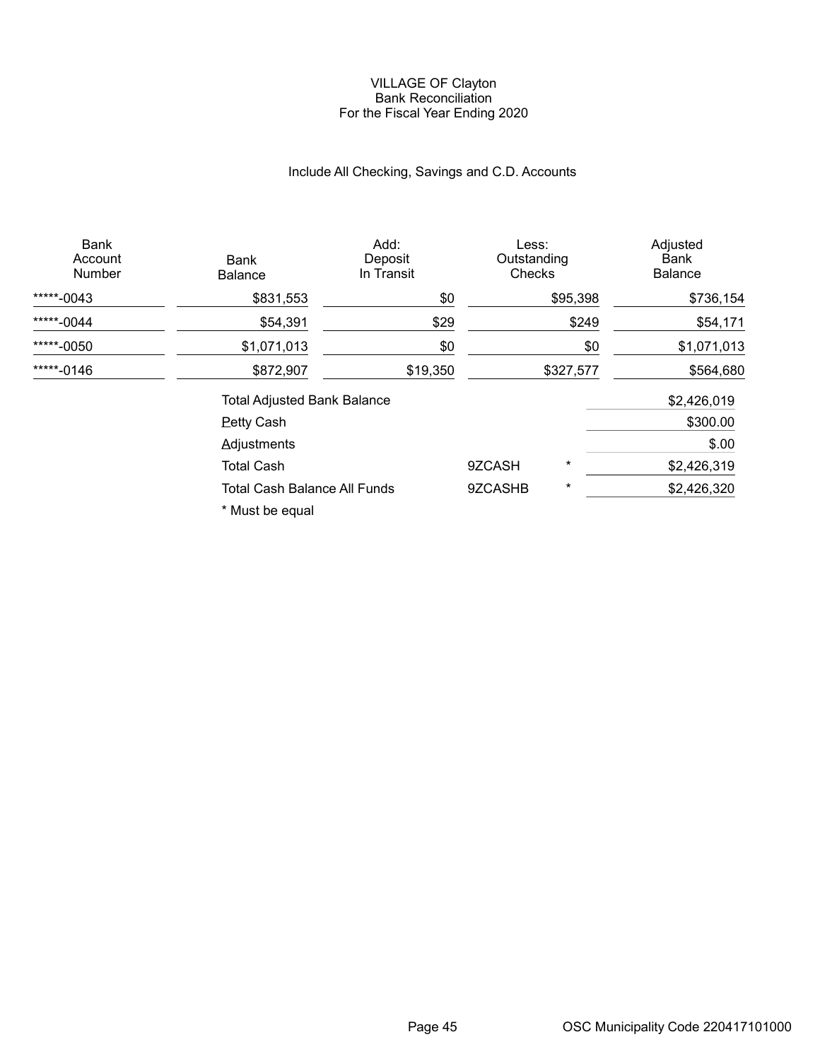# VILLAGE OF Clayton
## Bank Reconciliation
### For the Fiscal Year Ending 2020

Include All Checking, Savings and C.D. Accounts

| Bank Account Number | Bank Balance | Add: Deposit In Transit | Less: Outstanding Checks | Adjusted Bank Balance |
|---|---|---|---|---|
| *****-0043 | $831,553 | $0 | $95,398 | $736,154 |
| *****-0044 | $54,391 | $29 | $249 | $54,171 |
| *****-0050 | $1,071,013 | $0 | $0 | $1,071,013 |
| *****-0146 | $872,907 | $19,350 | $327,577 | $564,680 |

| | | | |
|---|---|---|---|
| Total Adjusted Bank Balance | | | $2,426,019 |
| Petty Cash | | | $300.00 |
| Adjustments | | | $.00 |
| Total Cash | 9ZCASH | * | $2,426,319 |
| Total Cash Balance All Funds | 9ZCASHB | * | $2,426,320 |

* Must be equal

OSC Municipality Code 220417101000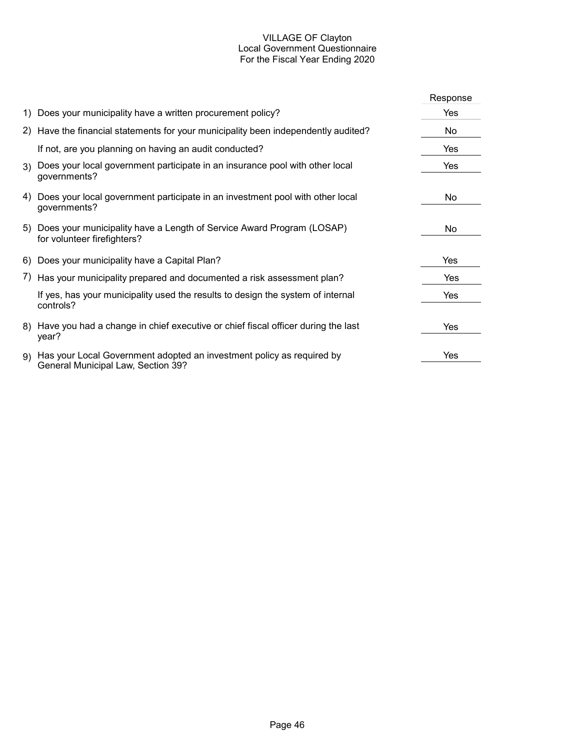# VILLAGE OF Clayton
## Local Government Questionnaire
### For the Fiscal Year Ending 2020

| | | Response |
|---|---|---|
| 1) | Does your municipality have a written procurement policy? | Yes |
| 2) | Have the financial statements for your municipality been independently audited? | No |
| | If not, are you planning on having an audit conducted? | Yes |
| 3) | Does your local government participate in an insurance pool with other local governments? | Yes |
| 4) | Does your local government participate in an investment pool with other local governments? | No |
| 5) | Does your municipality have a Length of Service Award Program (LOSAP) for volunteer firefighters? | No |
| 6) | Does your municipality have a Capital Plan? | Yes |
| 7) | Has your municipality prepared and documented a risk assessment plan? | Yes |
| | If yes, has your municipality used the results to design the system of internal controls? | Yes |
| 8) | Have you had a change in chief executive or chief fiscal officer during the last year? | Yes |
| 9) | Has your Local Government adopted an investment policy as required by General Municipal Law, Section 39? | Yes |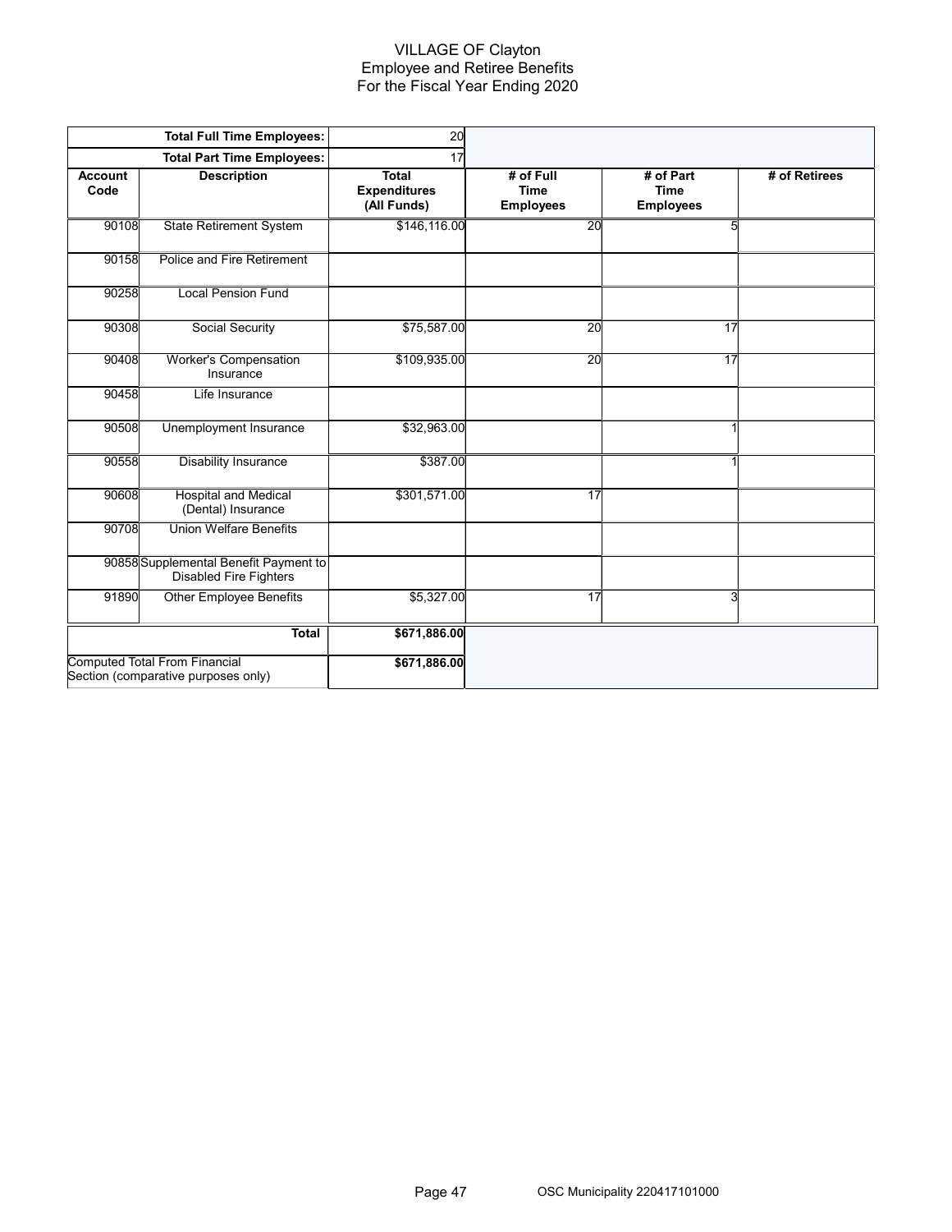# VILLAGE OF Clayton
## Employee and Retiree Benefits
### For the Fiscal Year Ending 2020

| | Total Full Time Employees: | 20 | | | |
|---|---|---|---|---|---|
| | **Total Part Time Employees:** | 17 | | | |
| **Account Code** | **Description** | **Total Expenditures (All Funds)** | **# of Full Time Employees** | **# of Part Time Employees** | **# of Retirees** |
| 90108 | State Retirement System | $146,116.00 | 20 | 5 | |
| 90158 | Police and Fire Retirement | | | | |
| 90258 | Local Pension Fund | | | | |
| 90308 | Social Security | $75,587.00 | 20 | 17 | |
| 90408 | Worker's Compensation Insurance | $109,935.00 | 20 | 17 | |
| 90458 | Life Insurance | | | | |
| 90508 | Unemployment Insurance | $32,963.00 | | 1 | |
| 90558 | Disability Insurance | $387.00 | | 1 | |
| 90608 | Hospital and Medical (Dental) Insurance | $301,571.00 | 17 | | |
| 90708 | Union Welfare Benefits | | | | |
| 90858 | Supplemental Benefit Payment to Disabled Fire Fighters | | | | |
| 91890 | Other Employee Benefits | $5,327.00 | 17 | 3 | |
| | **Total** | **$671,886.00** | | | |
| Computed Total From Financial Section (comparative purposes only) | | **$671,886.00** | | | |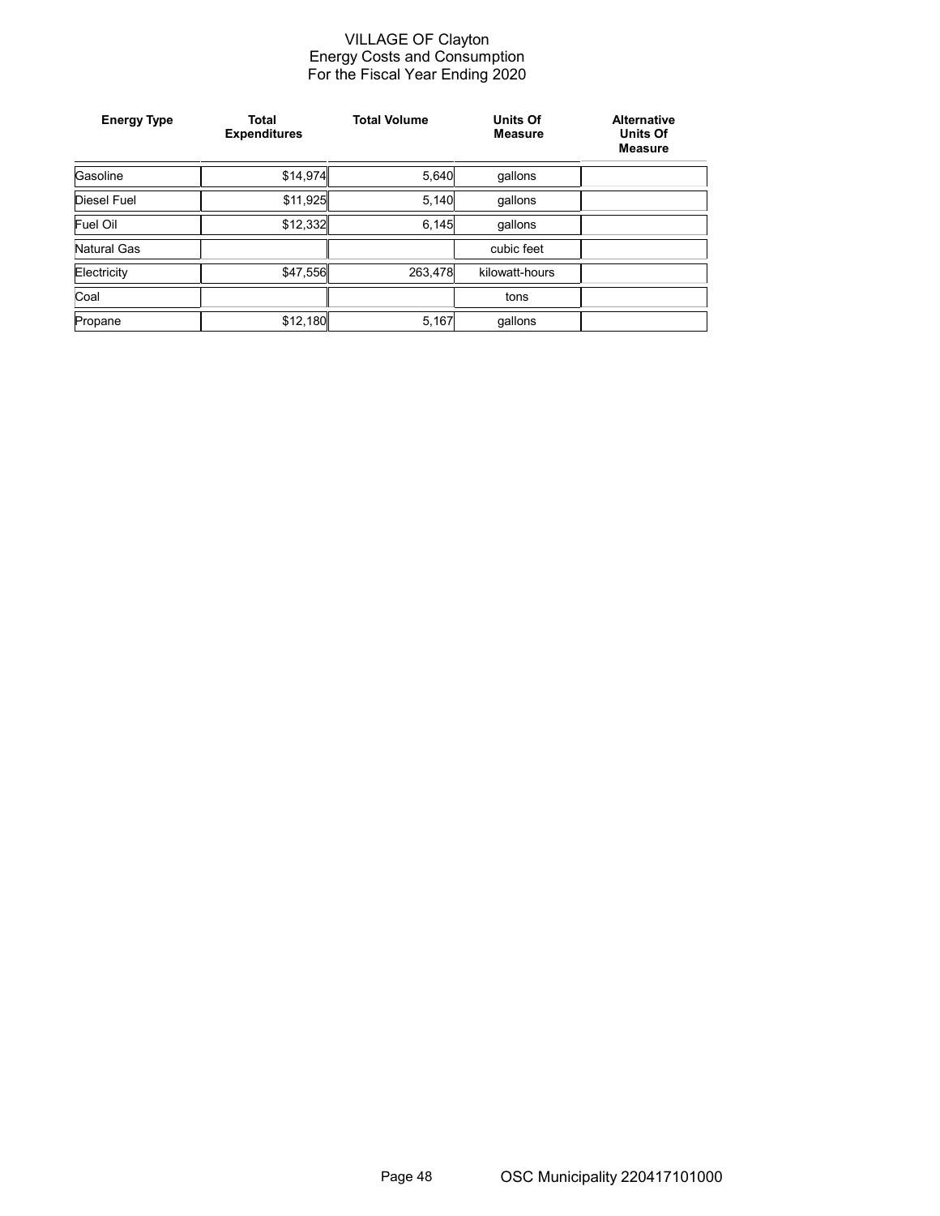# VILLAGE OF Clayton
## Energy Costs and Consumption
### For the Fiscal Year Ending 2020

| Energy Type | Total Expenditures | Total Volume | Units Of Measure | Alternative Units Of Measure |
|---|---|---|---|---|
| Gasoline | $14,974 | 5,640 | gallons | |
| Diesel Fuel | $11,925 | 5,140 | gallons | |
| Fuel Oil | $12,332 | 6,145 | gallons | |
| Natural Gas | | | cubic feet | |
| Electricity | $47,556 | 263,478 | kilowatt-hours | |
| Coal | | | tons | |
| Propane | $12,180 | 5,167 | gallons | |

OSC Municipality 220417101000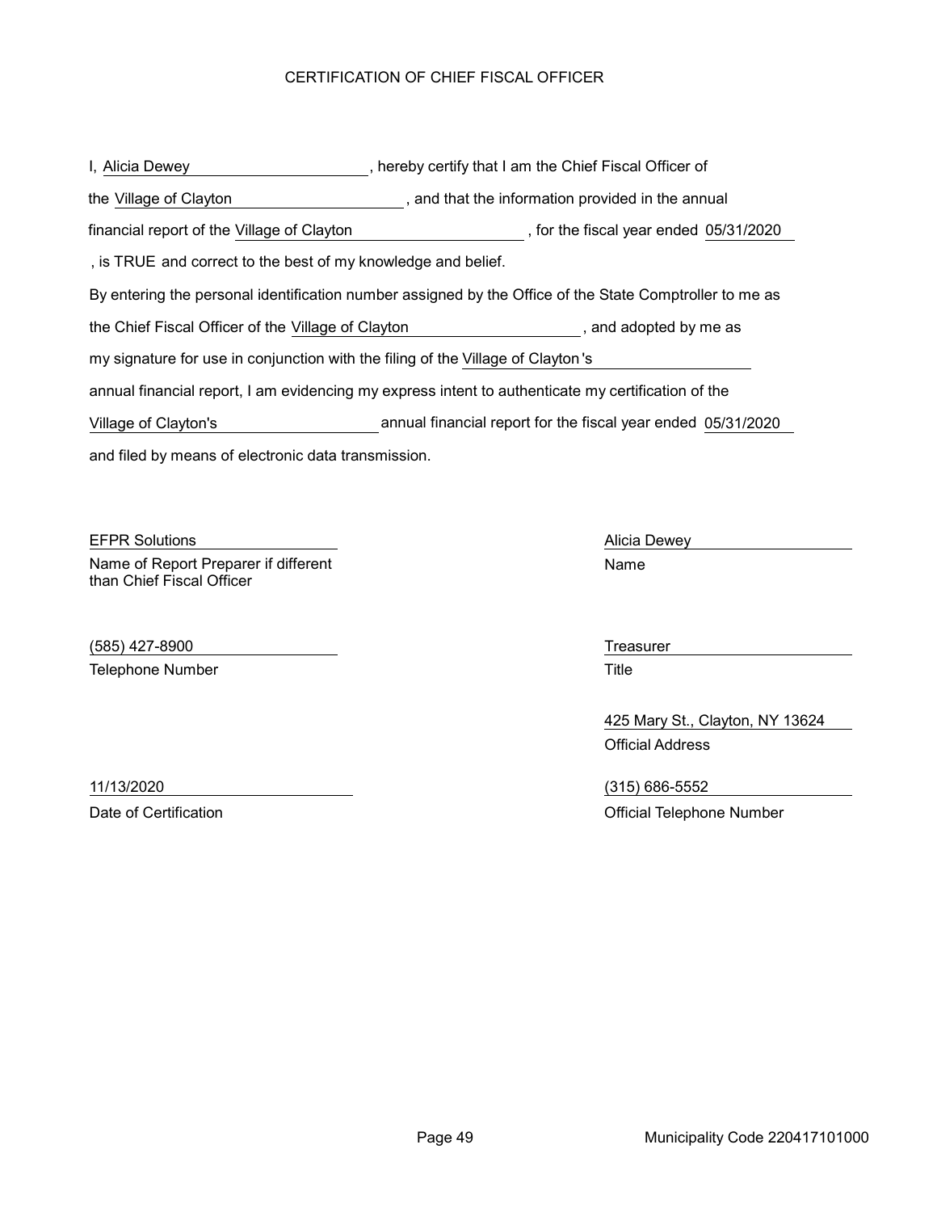# CERTIFICATION OF CHIEF FISCAL OFFICER

I, Alicia Dewey, hereby certify that I am the Chief Fiscal Officer of the Village of Clayton, and that the information provided in the annual financial report of the Village of Clayton, for the fiscal year ended 05/31/2020, is TRUE and correct to the best of my knowledge and belief.

By entering the personal identification number assigned by the Office of the State Comptroller to me as the Chief Fiscal Officer of the Village of Clayton, and adopted by me as my signature for use in conjunction with the filing of the Village of Clayton's annual financial report, I am evidencing my express intent to authenticate my certification of the Village of Clayton's annual financial report for the fiscal year ended 05/31/2020 and filed by means of electronic data transmission.

EFPR Solutions
Name of Report Preparer if different than Chief Fiscal Officer

(585) 427-8900
Telephone Number

11/13/2020
Date of Certification

Alicia Dewey
Name

Treasurer
Title

425 Mary St., Clayton, NY 13624
Official Address

(315) 686-5552
Official Telephone Number

Municipality Code 220417101000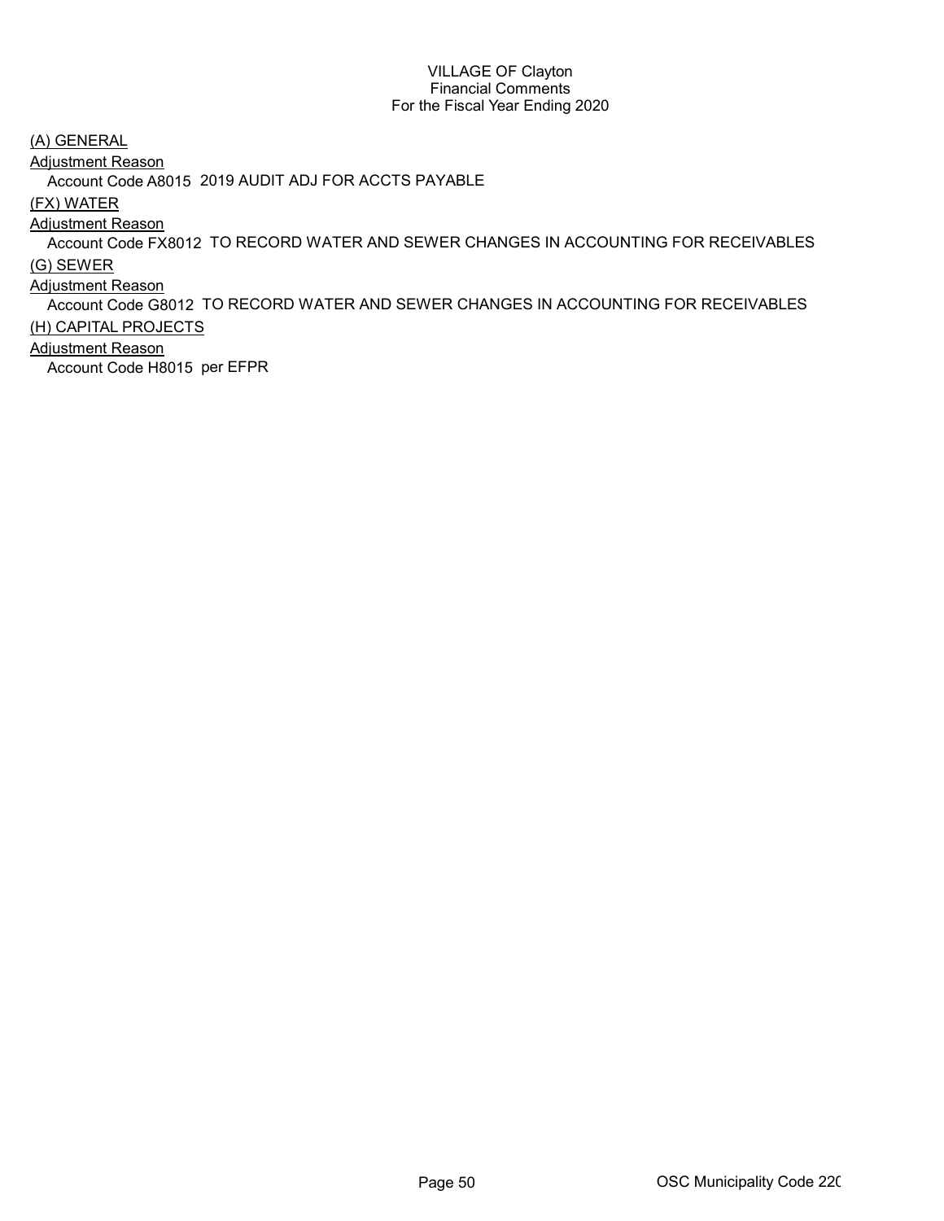VILLAGE OF Clayton
Financial Comments
For the Fiscal Year Ending 2020

(A) GENERAL

Adjustment Reason

Account Code A8015 2019 AUDIT ADJ FOR ACCTS PAYABLE

(FX) WATER

Adjustment Reason

Account Code FX8012 TO RECORD WATER AND SEWER CHANGES IN ACCOUNTING FOR RECEIVABLES

(G) SEWER

Adjustment Reason

Account Code G8012 TO RECORD WATER AND SEWER CHANGES IN ACCOUNTING FOR RECEIVABLES

(H) CAPITAL PROJECTS

Adjustment Reason

Account Code H8015 per EFPR